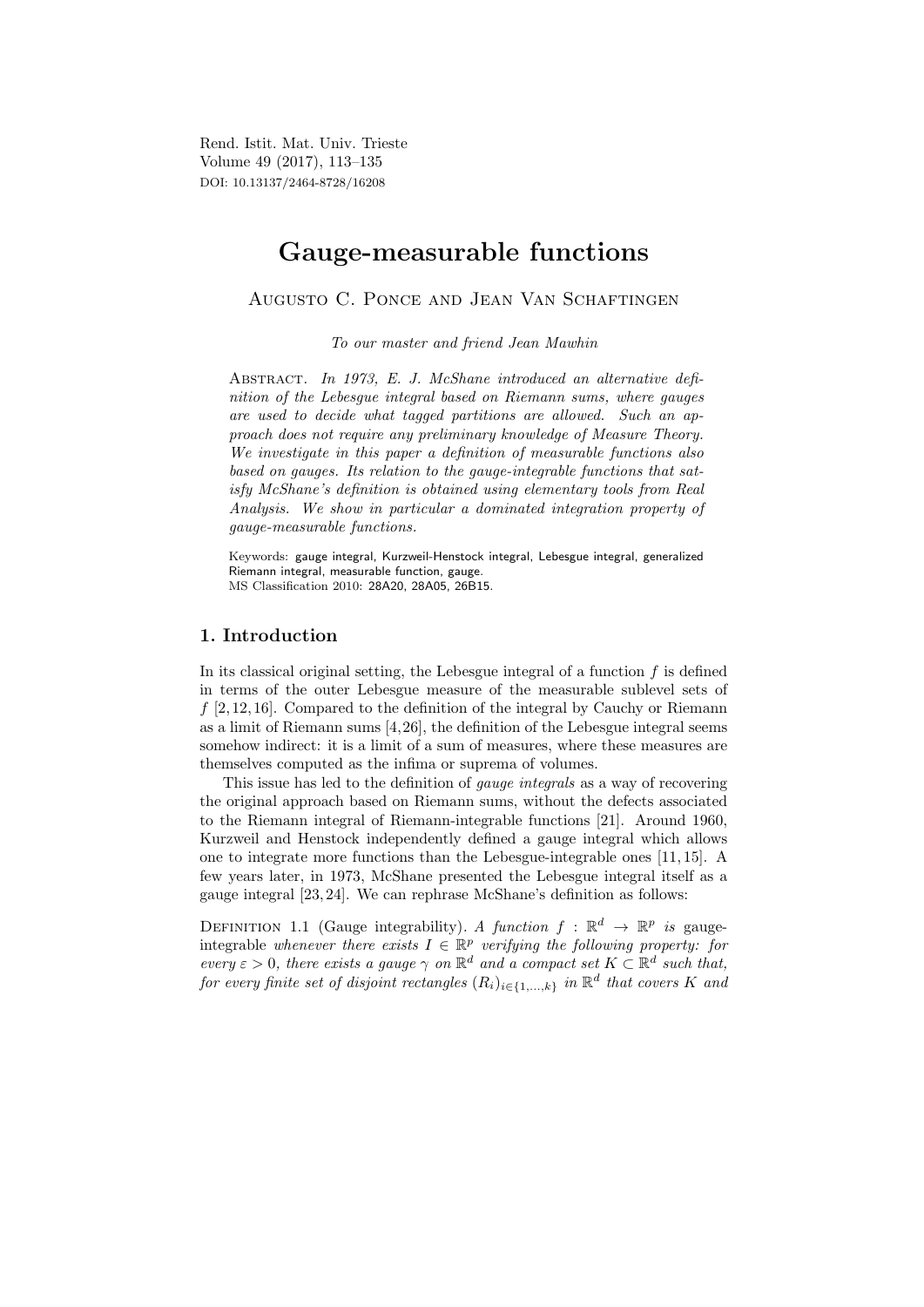# Gauge-measurable functions

Augusto C. Ponce and Jean Van Schaftingen

*To our master and friend Jean Mawhin*

Abstract. *In 1973, E. J. McShane introduced an alternative definition of the Lebesgue integral based on Riemann sums, where gauges are used to decide what tagged partitions are allowed. Such an approach does not require any preliminary knowledge of Measure Theory. We investigate in this paper a definition of measurable functions also based on gauges. Its relation to the gauge-integrable functions that satisfy McShane's definition is obtained using elementary tools from Real Analysis. We show in particular a dominated integration property of gauge-measurable functions.*

Keywords: gauge integral, Kurzweil-Henstock integral, Lebesgue integral, generalized Riemann integral, measurable function, gauge.
MS Classification 2010: 28A20, 28A05, 26B15.

## 1. Introduction

In its classical original setting, the Lebesgue integral of a function $f$ is defined in terms of the outer Lebesgue measure of the measurable sublevel sets of $f$ [2, 12, 16]. Compared to the definition of the integral by Cauchy or Riemann as a limit of Riemann sums [4, 26], the definition of the Lebesgue integral seems somehow indirect: it is a limit of a sum of measures, where these measures are themselves computed as the infima or suprema of volumes.

This issue has led to the definition of *gauge integrals* as a way of recovering the original approach based on Riemann sums, without the defects associated to the Riemann integral of Riemann-integrable functions [21]. Around 1960, Kurzweil and Henstock independently defined a gauge integral which allows one to integrate more functions than the Lebesgue-integrable ones [11, 15]. A few years later, in 1973, McShane presented the Lebesgue integral itself as a gauge integral [23, 24]. We can rephrase McShane's definition as follows:

Definition 1.1 (Gauge integrability). *A function $f : \mathbb{R}^d \to \mathbb{R}^p$ is gauge-integrable whenever there exists $I \in \mathbb{R}^p$ verifying the following property: for every $\varepsilon > 0$, there exists a gauge $\gamma$ on $\mathbb{R}^d$ and a compact set $K \subset \mathbb{R}^d$ such that, for every finite set of disjoint rectangles $(R_i)_{i \in \{1,...,k\}}$ in $\mathbb{R}^d$ that covers $K$ and*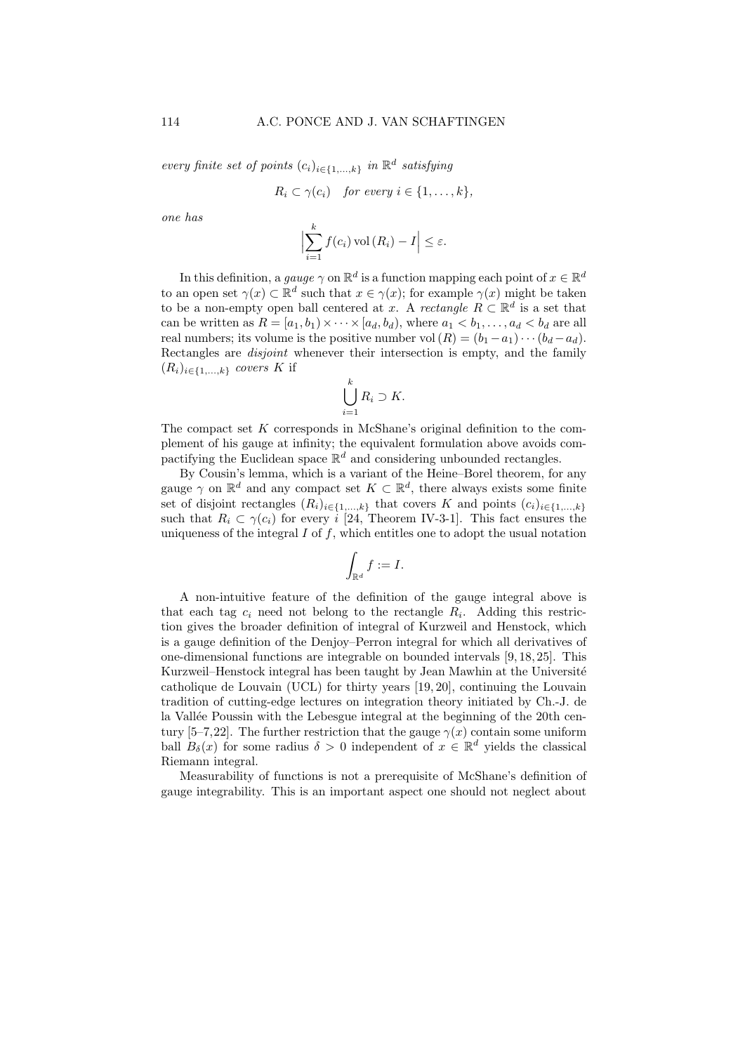*every finite set of points* $(c_i)_{i\in\{1,\ldots,k\}}$ *in* $\mathbb{R}^d$ *satisfying*

$$R_i \subset \gamma(c_i) \quad \textit{for every } i \in \{1, \ldots, k\},$$

*one has*

$$\Big|\sum_{i=1}^{k} f(c_i) \operatorname{vol}(R_i) - I\Big| \leq \varepsilon.$$

In this definition, a *gauge* $\gamma$ on $\mathbb{R}^d$ is a function mapping each point of $x \in \mathbb{R}^d$ to an open set $\gamma(x) \subset \mathbb{R}^d$ such that $x \in \gamma(x)$; for example $\gamma(x)$ might be taken to be a non-empty open ball centered at $x$. A *rectangle* $R \subset \mathbb{R}^d$ is a set that can be written as $R = [a_1, b_1) \times \cdots \times [a_d, b_d)$, where $a_1 < b_1, \ldots, a_d < b_d$ are all real numbers; its volume is the positive number $\operatorname{vol}(R) = (b_1 - a_1) \cdots (b_d - a_d)$. Rectangles are *disjoint* whenever their intersection is empty, and the family $(R_i)_{i\in\{1,\ldots,k\}}$ *covers* $K$ if

$$\bigcup_{i=1}^{k} R_i \supset K.$$

The compact set $K$ corresponds in McShane's original definition to the complement of his gauge at infinity; the equivalent formulation above avoids compactifying the Euclidean space $\mathbb{R}^d$ and considering unbounded rectangles.

By Cousin's lemma, which is a variant of the Heine–Borel theorem, for any gauge $\gamma$ on $\mathbb{R}^d$ and any compact set $K \subset \mathbb{R}^d$, there always exists some finite set of disjoint rectangles $(R_i)_{i\in\{1,\ldots,k\}}$ that covers $K$ and points $(c_i)_{i\in\{1,\ldots,k\}}$ such that $R_i \subset \gamma(c_i)$ for every $i$ [24, Theorem IV-3-1]. This fact ensures the uniqueness of the integral $I$ of $f$, which entitles one to adopt the usual notation

$$\int_{\mathbb{R}^d} f := I.$$

A non-intuitive feature of the definition of the gauge integral above is that each tag $c_i$ need not belong to the rectangle $R_i$. Adding this restriction gives the broader definition of integral of Kurzweil and Henstock, which is a gauge definition of the Denjoy–Perron integral for which all derivatives of one-dimensional functions are integrable on bounded intervals [9, 18, 25]. This Kurzweil–Henstock integral has been taught by Jean Mawhin at the Université catholique de Louvain (UCL) for thirty years [19, 20], continuing the Louvain tradition of cutting-edge lectures on integration theory initiated by Ch.-J. de la Vallée Poussin with the Lebesgue integral at the beginning of the 20th century [5–7, 22]. The further restriction that the gauge $\gamma(x)$ contain some uniform ball $B_\delta(x)$ for some radius $\delta > 0$ independent of $x \in \mathbb{R}^d$ yields the classical Riemann integral.

Measurability of functions is not a prerequisite of McShane's definition of gauge integrability. This is an important aspect one should not neglect about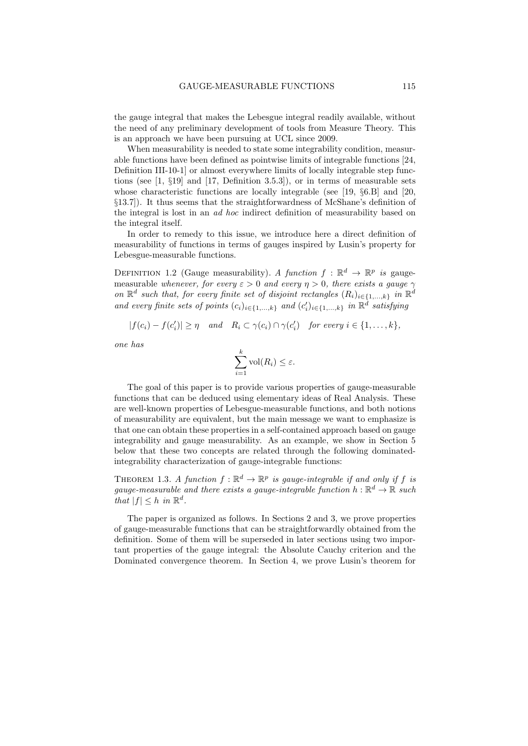the gauge integral that makes the Lebesgue integral readily available, without the need of any preliminary development of tools from Measure Theory. This is an approach we have been pursuing at UCL since 2009.

When measurability is needed to state some integrability condition, measurable functions have been defined as pointwise limits of integrable functions [24, Definition III-10-1] or almost everywhere limits of locally integrable step functions (see [1, §19] and [17, Definition 3.5.3]), or in terms of measurable sets whose characteristic functions are locally integrable (see [19, §6.B] and [20, §13.7]). It thus seems that the straightforwardness of McShane's definition of the integral is lost in an *ad hoc* indirect definition of measurability based on the integral itself.

In order to remedy to this issue, we introduce here a direct definition of measurability of functions in terms of gauges inspired by Lusin's property for Lebesgue-measurable functions.

Definition 1.2 (Gauge measurability). *A function $f : \mathbb{R}^d \to \mathbb{R}^p$ is* gauge-measurable *whenever, for every $\varepsilon > 0$ and every $\eta > 0$, there exists a gauge $\gamma$ on $\mathbb{R}^d$ such that, for every finite set of disjoint rectangles $(R_i)_{i\in\{1,\ldots,k\}}$ in $\mathbb{R}^d$ and every finite sets of points $(c_i)_{i\in\{1,\ldots,k\}}$ and $(c_i')_{i\in\{1,\ldots,k\}}$ in $\mathbb{R}^d$ satisfying*

$$|f(c_i) - f(c_i')| \geq \eta \quad \text{and} \quad R_i \subset \gamma(c_i) \cap \gamma(c_i') \quad \text{for every } i \in \{1, \ldots, k\},$$

*one has*

$$\sum_{i=1}^{k} \operatorname{vol}(R_i) \leq \varepsilon.$$

The goal of this paper is to provide various properties of gauge-measurable functions that can be deduced using elementary ideas of Real Analysis. These are well-known properties of Lebesgue-measurable functions, and both notions of measurability are equivalent, but the main message we want to emphasize is that one can obtain these properties in a self-contained approach based on gauge integrability and gauge measurability. As an example, we show in Section 5 below that these two concepts are related through the following dominated-integrability characterization of gauge-integrable functions:

Theorem 1.3. *A function $f : \mathbb{R}^d \to \mathbb{R}^p$ is gauge-integrable if and only if $f$ is gauge-measurable and there exists a gauge-integrable function $h : \mathbb{R}^d \to \mathbb{R}$ such that $|f| \leq h$ in $\mathbb{R}^d$.*

The paper is organized as follows. In Sections 2 and 3, we prove properties of gauge-measurable functions that can be straightforwardly obtained from the definition. Some of them will be superseded in later sections using two important properties of the gauge integral: the Absolute Cauchy criterion and the Dominated convergence theorem. In Section 4, we prove Lusin's theorem for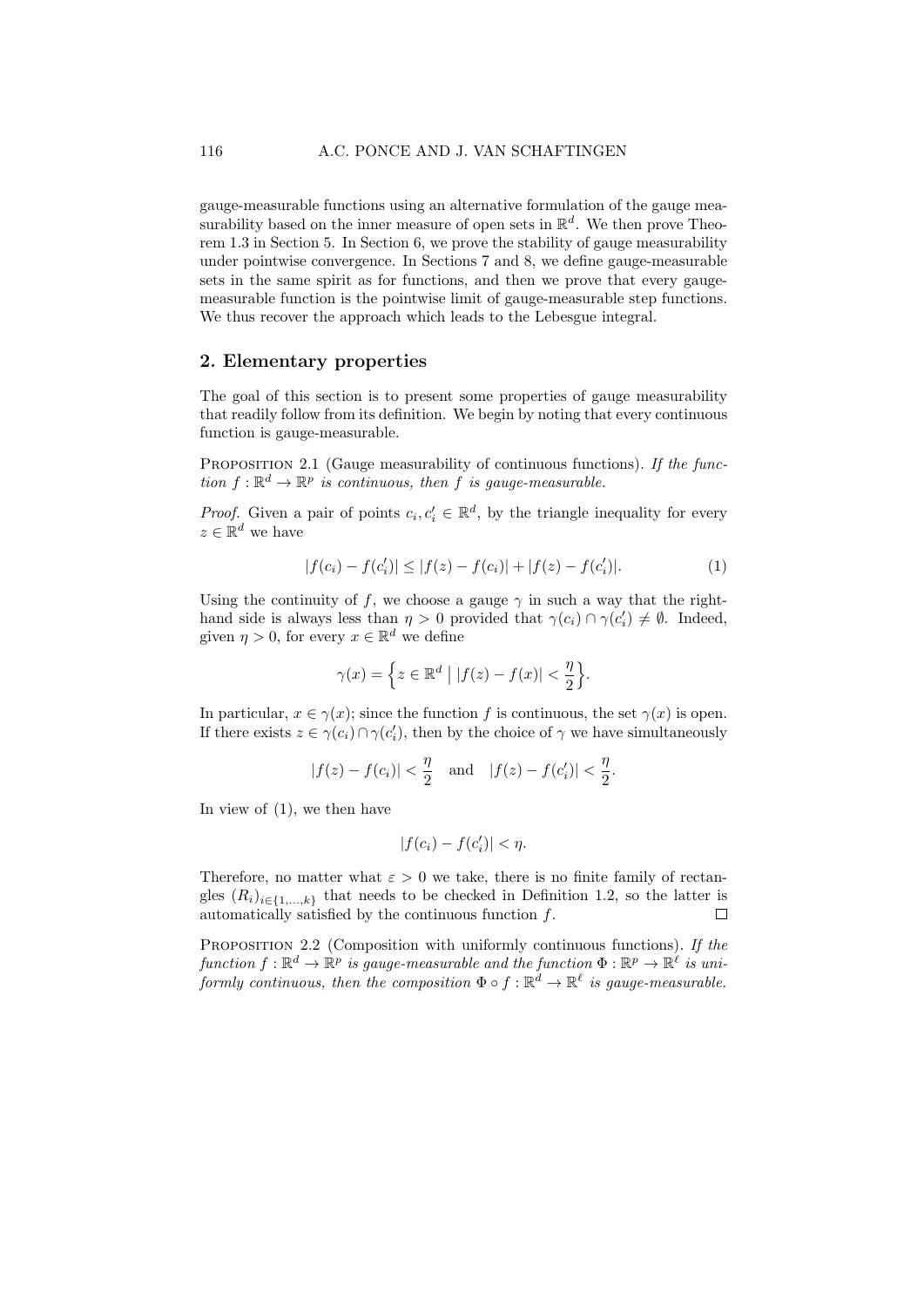gauge-measurable functions using an alternative formulation of the gauge measurability based on the inner measure of open sets in $\mathbb{R}^d$. We then prove Theorem 1.3 in Section 5. In Section 6, we prove the stability of gauge measurability under pointwise convergence. In Sections 7 and 8, we define gauge-measurable sets in the same spirit as for functions, and then we prove that every gauge-measurable function is the pointwise limit of gauge-measurable step functions. We thus recover the approach which leads to the Lebesgue integral.

## 2. Elementary properties

The goal of this section is to present some properties of gauge measurability that readily follow from its definition. We begin by noting that every continuous function is gauge-measurable.

Proposition 2.1 (Gauge measurability of continuous functions). *If the function $f : \mathbb{R}^d \to \mathbb{R}^p$ is continuous, then $f$ is gauge-measurable.*

*Proof.* Given a pair of points $c_i, c_i' \in \mathbb{R}^d$, by the triangle inequality for every $z \in \mathbb{R}^d$ we have

$$|f(c_i) - f(c_i')| \leq |f(z) - f(c_i)| + |f(z) - f(c_i')|. \tag{1}$$

Using the continuity of $f$, we choose a gauge $\gamma$ in such a way that the right-hand side is always less than $\eta > 0$ provided that $\gamma(c_i) \cap \gamma(c_i') \neq \emptyset$. Indeed, given $\eta > 0$, for every $x \in \mathbb{R}^d$ we define

$$\gamma(x) = \Big\{ z \in \mathbb{R}^d \;\Big|\; |f(z) - f(x)| < \frac{\eta}{2} \Big\}.$$

In particular, $x \in \gamma(x)$; since the function $f$ is continuous, the set $\gamma(x)$ is open. If there exists $z \in \gamma(c_i) \cap \gamma(c_i')$, then by the choice of $\gamma$ we have simultaneously

$$|f(z) - f(c_i)| < \frac{\eta}{2} \quad \text{and} \quad |f(z) - f(c_i')| < \frac{\eta}{2}.$$

In view of (1), we then have

$$|f(c_i) - f(c_i')| < \eta.$$

Therefore, no matter what $\varepsilon > 0$ we take, there is no finite family of rectangles $(R_i)_{i \in \{1,\dots,k\}}$ that needs to be checked in Definition 1.2, so the latter is automatically satisfied by the continuous function $f$. $\square$

Proposition 2.2 (Composition with uniformly continuous functions). *If the function $f : \mathbb{R}^d \to \mathbb{R}^p$ is gauge-measurable and the function $\Phi : \mathbb{R}^p \to \mathbb{R}^\ell$ is uniformly continuous, then the composition $\Phi \circ f : \mathbb{R}^d \to \mathbb{R}^\ell$ is gauge-measurable.*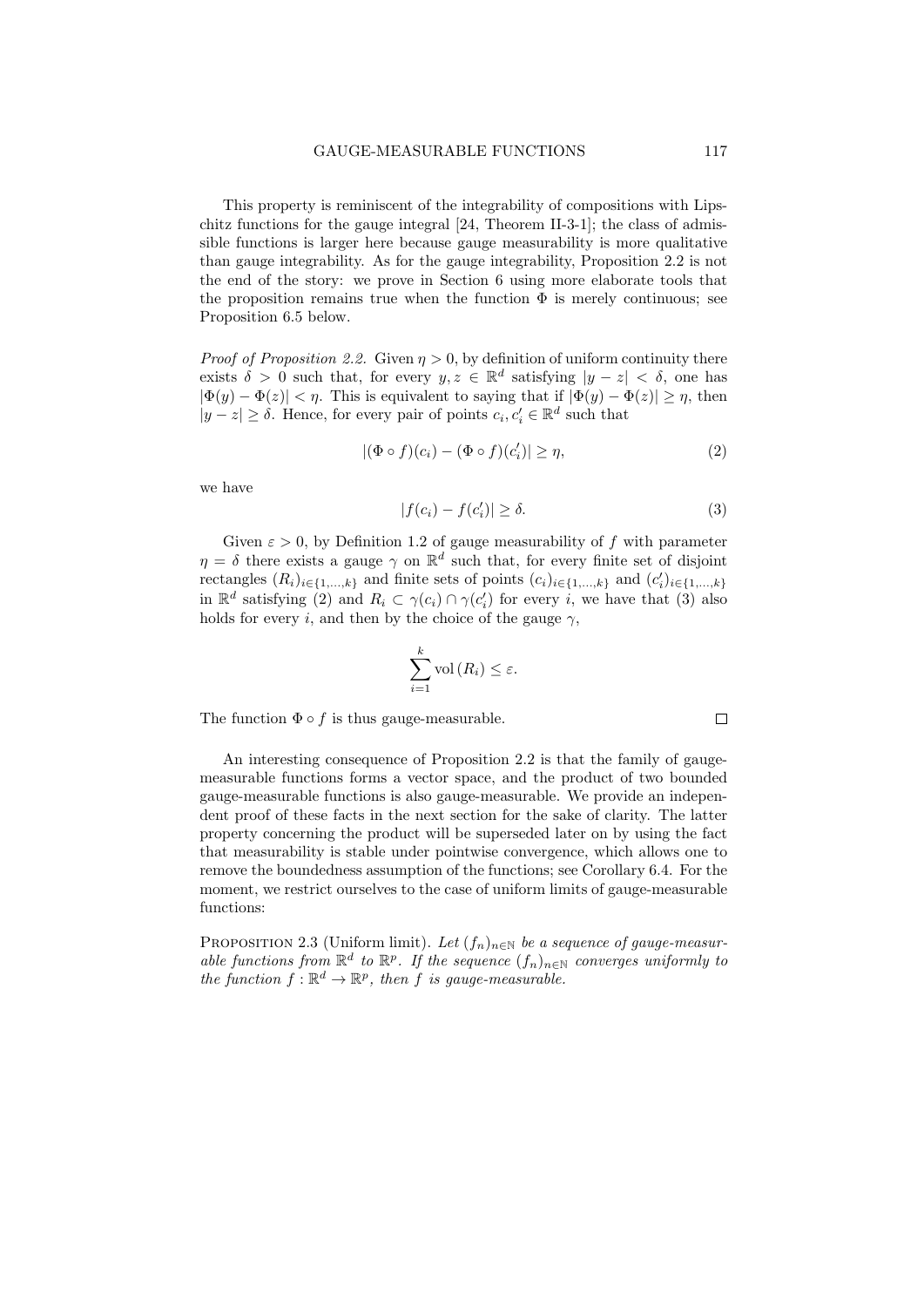This property is reminiscent of the integrability of compositions with Lipschitz functions for the gauge integral [24, Theorem II-3-1]; the class of admissible functions is larger here because gauge measurability is more qualitative than gauge integrability. As for the gauge integrability, Proposition 2.2 is not the end of the story: we prove in Section 6 using more elaborate tools that the proposition remains true when the function $\Phi$ is merely continuous; see Proposition 6.5 below.

*Proof of Proposition 2.2.* Given $\eta > 0$, by definition of uniform continuity there exists $\delta > 0$ such that, for every $y, z \in \mathbb{R}^d$ satisfying $|y - z| < \delta$, one has $|\Phi(y) - \Phi(z)| < \eta$. This is equivalent to saying that if $|\Phi(y) - \Phi(z)| \geq \eta$, then $|y - z| \geq \delta$. Hence, for every pair of points $c_i, c_i' \in \mathbb{R}^d$ such that

$$|(\Phi \circ f)(c_i) - (\Phi \circ f)(c_i')| \geq \eta, \tag{2}$$

we have

$$|f(c_i) - f(c_i')| \geq \delta. \tag{3}$$

Given $\varepsilon > 0$, by Definition 1.2 of gauge measurability of $f$ with parameter $\eta = \delta$ there exists a gauge $\gamma$ on $\mathbb{R}^d$ such that, for every finite set of disjoint rectangles $(R_i)_{i \in \{1,\dots,k\}}$ and finite sets of points $(c_i)_{i \in \{1,\dots,k\}}$ and $(c_i')_{i \in \{1,\dots,k\}}$ in $\mathbb{R}^d$ satisfying (2) and $R_i \subset \gamma(c_i) \cap \gamma(c_i')$ for every $i$, we have that (3) also holds for every $i$, and then by the choice of the gauge $\gamma$,

$$\sum_{i=1}^{k} \operatorname{vol}(R_i) \leq \varepsilon.$$

The function $\Phi \circ f$ is thus gauge-measurable. $\square$

An interesting consequence of Proposition 2.2 is that the family of gauge-measurable functions forms a vector space, and the product of two bounded gauge-measurable functions is also gauge-measurable. We provide an independent proof of these facts in the next section for the sake of clarity. The latter property concerning the product will be superseded later on by using the fact that measurability is stable under pointwise convergence, which allows one to remove the boundedness assumption of the functions; see Corollary 6.4. For the moment, we restrict ourselves to the case of uniform limits of gauge-measurable functions:

PROPOSITION 2.3 (Uniform limit). *Let $(f_n)_{n \in \mathbb{N}}$ be a sequence of gauge-measurable functions from $\mathbb{R}^d$ to $\mathbb{R}^p$. If the sequence $(f_n)_{n \in \mathbb{N}}$ converges uniformly to the function $f : \mathbb{R}^d \to \mathbb{R}^p$, then $f$ is gauge-measurable.*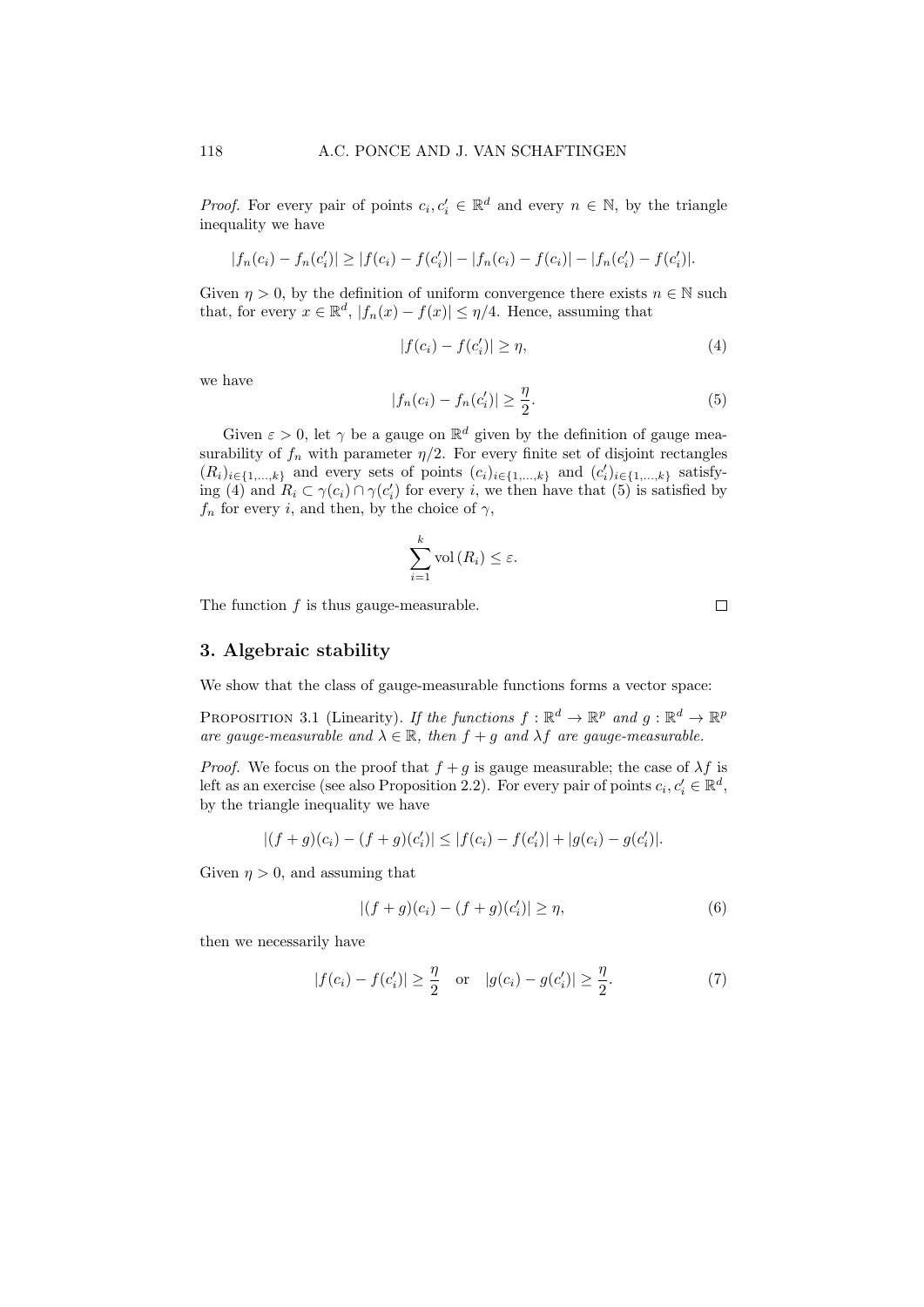*Proof.* For every pair of points $c_i, c_i' \in \mathbb{R}^d$ and every $n \in \mathbb{N}$, by the triangle inequality we have

$$|f_n(c_i) - f_n(c_i')| \geq |f(c_i) - f(c_i')| - |f_n(c_i) - f(c_i)| - |f_n(c_i') - f(c_i')|.$$

Given $\eta > 0$, by the definition of uniform convergence there exists $n \in \mathbb{N}$ such that, for every $x \in \mathbb{R}^d$, $|f_n(x) - f(x)| \leq \eta/4$. Hence, assuming that

$$|f(c_i) - f(c_i')| \geq \eta, \tag{4}$$

we have

$$|f_n(c_i) - f_n(c_i')| \geq \frac{\eta}{2}. \tag{5}$$

Given $\varepsilon > 0$, let $\gamma$ be a gauge on $\mathbb{R}^d$ given by the definition of gauge measurability of $f_n$ with parameter $\eta/2$. For every finite set of disjoint rectangles $(R_i)_{i \in \{1,\dots,k\}}$ and every sets of points $(c_i)_{i \in \{1,\dots,k\}}$ and $(c_i')_{i \in \{1,\dots,k\}}$ satisfying (4) and $R_i \subset \gamma(c_i) \cap \gamma(c_i')$ for every $i$, we then have that (5) is satisfied by $f_n$ for every $i$, and then, by the choice of $\gamma$,

$$\sum_{i=1}^{k} \operatorname{vol}(R_i) \leq \varepsilon.$$

The function $f$ is thus gauge-measurable. □

## 3. Algebraic stability

We show that the class of gauge-measurable functions forms a vector space:

Proposition 3.1 (Linearity). *If the functions $f : \mathbb{R}^d \to \mathbb{R}^p$ and $g : \mathbb{R}^d \to \mathbb{R}^p$ are gauge-measurable and $\lambda \in \mathbb{R}$, then $f + g$ and $\lambda f$ are gauge-measurable.*

*Proof.* We focus on the proof that $f + g$ is gauge measurable; the case of $\lambda f$ is left as an exercise (see also Proposition 2.2). For every pair of points $c_i, c_i' \in \mathbb{R}^d$, by the triangle inequality we have

$$|(f + g)(c_i) - (f + g)(c_i')| \leq |f(c_i) - f(c_i')| + |g(c_i) - g(c_i')|.$$

Given $\eta > 0$, and assuming that

$$|(f + g)(c_i) - (f + g)(c_i')| \geq \eta, \tag{6}$$

then we necessarily have

$$|f(c_i) - f(c_i')| \geq \frac{\eta}{2} \quad \text{or} \quad |g(c_i) - g(c_i')| \geq \frac{\eta}{2}. \tag{7}$$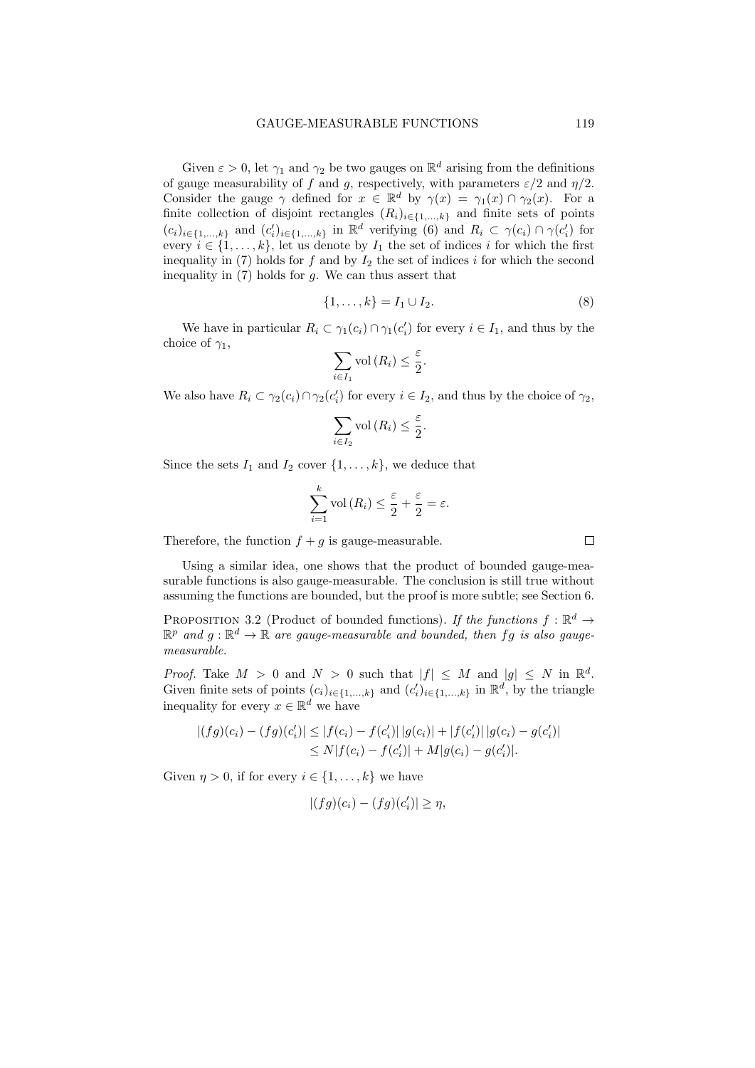Given $\varepsilon > 0$, let $\gamma_1$ and $\gamma_2$ be two gauges on $\mathbb{R}^d$ arising from the definitions of gauge measurability of $f$ and $g$, respectively, with parameters $\varepsilon/2$ and $\eta/2$. Consider the gauge $\gamma$ defined for $x \in \mathbb{R}^d$ by $\gamma(x) = \gamma_1(x) \cap \gamma_2(x)$. For a finite collection of disjoint rectangles $(R_i)_{i\in\{1,\ldots,k\}}$ and finite sets of points $(c_i)_{i\in\{1,\ldots,k\}}$ and $(c_i')_{i\in\{1,\ldots,k\}}$ in $\mathbb{R}^d$ verifying (6) and $R_i \subset \gamma(c_i) \cap \gamma(c_i')$ for every $i \in \{1, \ldots, k\}$, let us denote by $I_1$ the set of indices $i$ for which the first inequality in (7) holds for $f$ and by $I_2$ the set of indices $i$ for which the second inequality in (7) holds for $g$. We can thus assert that

$$\{1, \ldots, k\} = I_1 \cup I_2. \tag{8}$$

We have in particular $R_i \subset \gamma_1(c_i) \cap \gamma_1(c_i')$ for every $i \in I_1$, and thus by the choice of $\gamma_1$,

$$\sum_{i\in I_1} \operatorname{vol}(R_i) \leq \frac{\varepsilon}{2}.$$

We also have $R_i \subset \gamma_2(c_i) \cap \gamma_2(c_i')$ for every $i \in I_2$, and thus by the choice of $\gamma_2$,

$$\sum_{i\in I_2} \operatorname{vol}(R_i) \leq \frac{\varepsilon}{2}.$$

Since the sets $I_1$ and $I_2$ cover $\{1, \ldots, k\}$, we deduce that

$$\sum_{i=1}^{k} \operatorname{vol}(R_i) \leq \frac{\varepsilon}{2} + \frac{\varepsilon}{2} = \varepsilon.$$

Therefore, the function $f + g$ is gauge-measurable. $\square$

Using a similar idea, one shows that the product of bounded gauge-measurable functions is also gauge-measurable. The conclusion is still true without assuming the functions are bounded, but the proof is more subtle; see Section 6.

**Proposition 3.2** (Product of bounded functions). *If the functions $f : \mathbb{R}^d \to \mathbb{R}^p$ and $g : \mathbb{R}^d \to \mathbb{R}$ are gauge-measurable and bounded, then $fg$ is also gauge-measurable.*

*Proof.* Take $M > 0$ and $N > 0$ such that $|f| \leq M$ and $|g| \leq N$ in $\mathbb{R}^d$. Given finite sets of points $(c_i)_{i\in\{1,\ldots,k\}}$ and $(c_i')_{i\in\{1,\ldots,k\}}$ in $\mathbb{R}^d$, by the triangle inequality for every $x \in \mathbb{R}^d$ we have

$$\begin{aligned}
|(fg)(c_i) - (fg)(c_i')| &\leq |f(c_i) - f(c_i')|\,|g(c_i)| + |f(c_i')|\,|g(c_i) - g(c_i')| \\
&\leq N|f(c_i) - f(c_i')| + M|g(c_i) - g(c_i')|.
\end{aligned}$$

Given $\eta > 0$, if for every $i \in \{1, \ldots, k\}$ we have

$$|(fg)(c_i) - (fg)(c_i')| \geq \eta,$$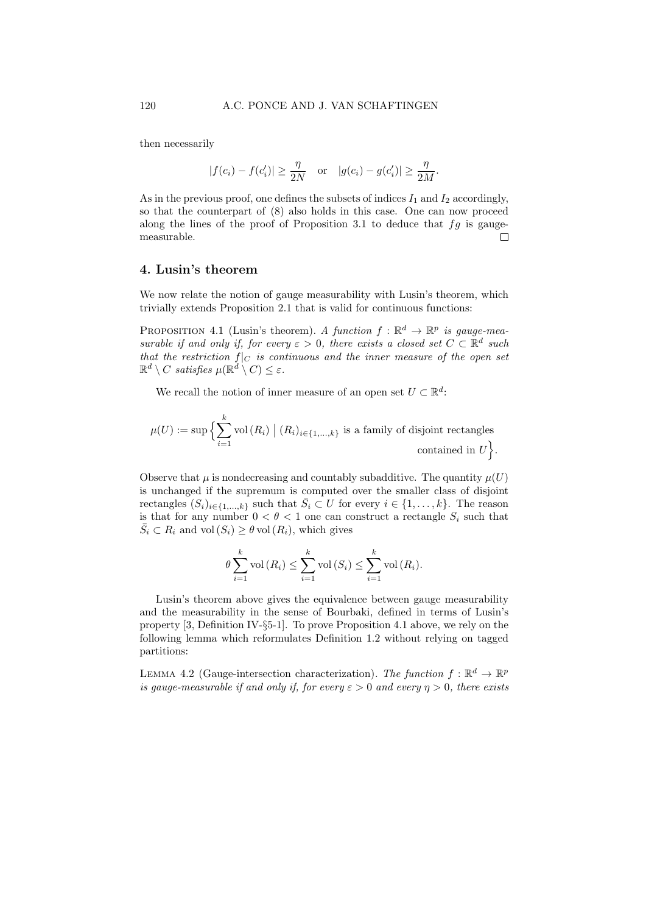then necessarily

$$|f(c_i) - f(c_i')| \geq \frac{\eta}{2N} \quad \text{or} \quad |g(c_i) - g(c_i')| \geq \frac{\eta}{2M}.$$

As in the previous proof, one defines the subsets of indices $I_1$ and $I_2$ accordingly, so that the counterpart of (8) also holds in this case. One can now proceed along the lines of the proof of Proposition 3.1 to deduce that $fg$ is gauge-measurable. □

## 4. Lusin's theorem

We now relate the notion of gauge measurability with Lusin's theorem, which trivially extends Proposition 2.1 that is valid for continuous functions:

Proposition 4.1 (Lusin's theorem). *A function $f : \mathbb{R}^d \to \mathbb{R}^p$ is gauge-measurable if and only if, for every $\varepsilon > 0$, there exists a closed set $C \subset \mathbb{R}^d$ such that the restriction $f|_C$ is continuous and the inner measure of the open set $\mathbb{R}^d \setminus C$ satisfies $\mu(\mathbb{R}^d \setminus C) \leq \varepsilon$.*

We recall the notion of inner measure of an open set $U \subset \mathbb{R}^d$:

$$\mu(U) := \sup\Big\{ \sum_{i=1}^{k} \operatorname{vol}(R_i) \;\Big|\; (R_i)_{i\in\{1,\ldots,k\}} \text{ is a family of disjoint rectangles contained in } U \Big\}.$$

Observe that $\mu$ is nondecreasing and countably subadditive. The quantity $\mu(U)$ is unchanged if the supremum is computed over the smaller class of disjoint rectangles $(S_i)_{i\in\{1,\ldots,k\}}$ such that $\bar{S}_i \subset U$ for every $i \in \{1, \ldots, k\}$. The reason is that for any number $0 < \theta < 1$ one can construct a rectangle $S_i$ such that $\bar{S}_i \subset R_i$ and $\operatorname{vol}(S_i) \geq \theta \operatorname{vol}(R_i)$, which gives

$$\theta \sum_{i=1}^{k} \operatorname{vol}(R_i) \leq \sum_{i=1}^{k} \operatorname{vol}(S_i) \leq \sum_{i=1}^{k} \operatorname{vol}(R_i).$$

Lusin's theorem above gives the equivalence between gauge measurability and the measurability in the sense of Bourbaki, defined in terms of Lusin's property [3, Definition IV-§5-1]. To prove Proposition 4.1 above, we rely on the following lemma which reformulates Definition 1.2 without relying on tagged partitions:

Lemma 4.2 (Gauge-intersection characterization). *The function $f : \mathbb{R}^d \to \mathbb{R}^p$ is gauge-measurable if and only if, for every $\varepsilon > 0$ and every $\eta > 0$, there exists*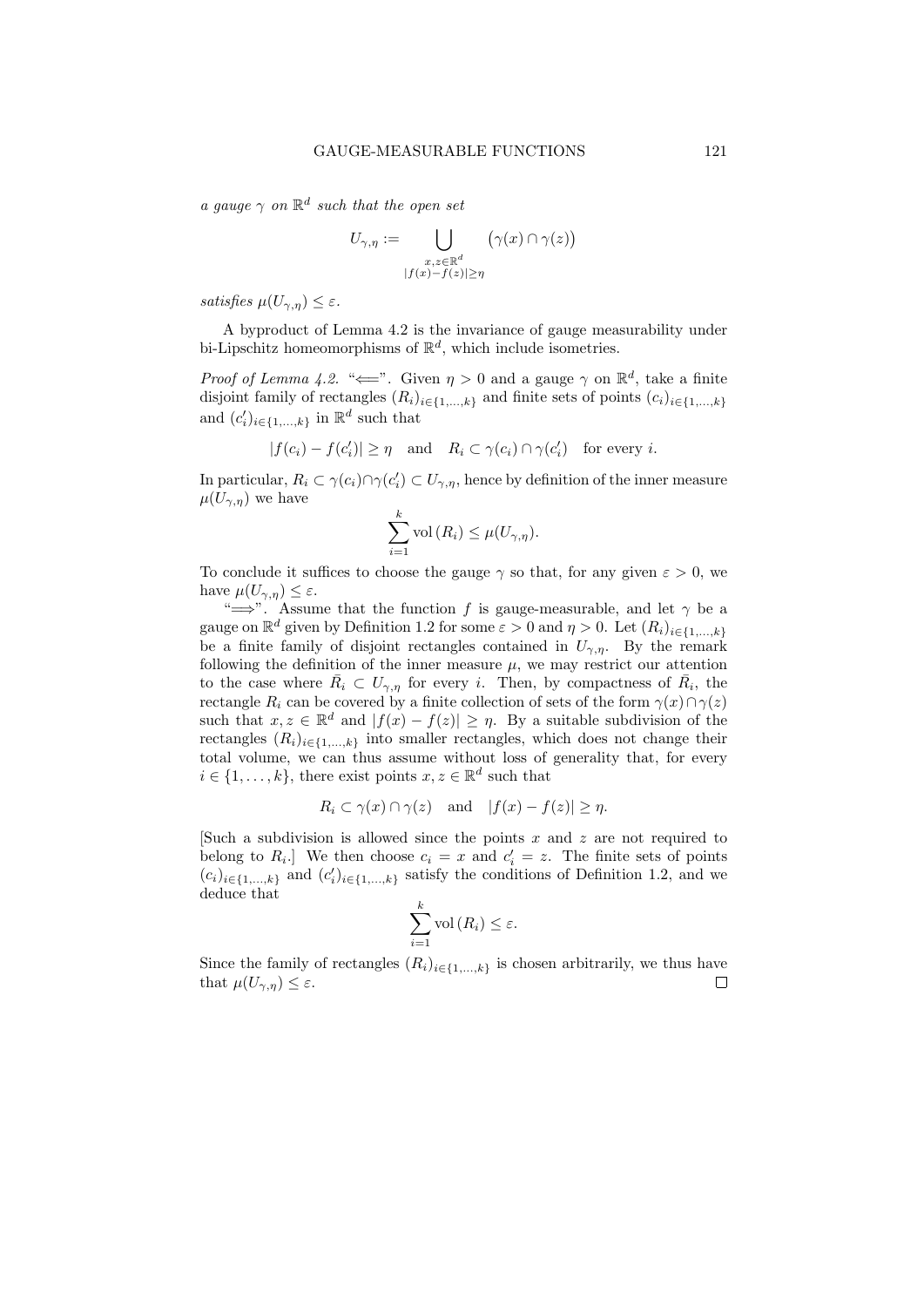*a gauge $\gamma$ on $\mathbb{R}^d$ such that the open set*

$$U_{\gamma,\eta} := \bigcup_{\substack{x,z \in \mathbb{R}^d \\ |f(x)-f(z)| \geq \eta}} \big(\gamma(x) \cap \gamma(z)\big)$$

*satisfies $\mu(U_{\gamma,\eta}) \leq \varepsilon$.*

A byproduct of Lemma 4.2 is the invariance of gauge measurability under bi-Lipschitz homeomorphisms of $\mathbb{R}^d$, which include isometries.

*Proof of Lemma 4.2.* "$\Longleftarrow$". Given $\eta > 0$ and a gauge $\gamma$ on $\mathbb{R}^d$, take a finite disjoint family of rectangles $(R_i)_{i\in\{1,\ldots,k\}}$ and finite sets of points $(c_i)_{i\in\{1,\ldots,k\}}$ and $(c'_i)_{i\in\{1,\ldots,k\}}$ in $\mathbb{R}^d$ such that

$$|f(c_i) - f(c'_i)| \geq \eta \quad \text{and} \quad R_i \subset \gamma(c_i) \cap \gamma(c'_i) \quad \text{for every } i.$$

In particular, $R_i \subset \gamma(c_i) \cap \gamma(c'_i) \subset U_{\gamma,\eta}$, hence by definition of the inner measure $\mu(U_{\gamma,\eta})$ we have

$$\sum_{i=1}^{k} \operatorname{vol}(R_i) \leq \mu(U_{\gamma,\eta}).$$

To conclude it suffices to choose the gauge $\gamma$ so that, for any given $\varepsilon > 0$, we have $\mu(U_{\gamma,\eta}) \leq \varepsilon$.

"$\Longrightarrow$". Assume that the function $f$ is gauge-measurable, and let $\gamma$ be a gauge on $\mathbb{R}^d$ given by Definition 1.2 for some $\varepsilon > 0$ and $\eta > 0$. Let $(R_i)_{i\in\{1,\ldots,k\}}$ be a finite family of disjoint rectangles contained in $U_{\gamma,\eta}$. By the remark following the definition of the inner measure $\mu$, we may restrict our attention to the case where $\bar{R}_i \subset U_{\gamma,\eta}$ for every $i$. Then, by compactness of $\bar{R}_i$, the rectangle $R_i$ can be covered by a finite collection of sets of the form $\gamma(x) \cap \gamma(z)$ such that $x, z \in \mathbb{R}^d$ and $|f(x) - f(z)| \geq \eta$. By a suitable subdivision of the rectangles $(R_i)_{i\in\{1,\ldots,k\}}$ into smaller rectangles, which does not change their total volume, we can thus assume without loss of generality that, for every $i \in \{1, \ldots, k\}$, there exist points $x, z \in \mathbb{R}^d$ such that

$$R_i \subset \gamma(x) \cap \gamma(z) \quad \text{and} \quad |f(x) - f(z)| \geq \eta.$$

[Such a subdivision is allowed since the points $x$ and $z$ are not required to belong to $R_i$.] We then choose $c_i = x$ and $c'_i = z$. The finite sets of points $(c_i)_{i\in\{1,\ldots,k\}}$ and $(c'_i)_{i\in\{1,\ldots,k\}}$ satisfy the conditions of Definition 1.2, and we deduce that

$$\sum_{i=1}^{k} \operatorname{vol}(R_i) \leq \varepsilon.$$

Since the family of rectangles $(R_i)_{i\in\{1,\ldots,k\}}$ is chosen arbitrarily, we thus have that $\mu(U_{\gamma,\eta}) \leq \varepsilon$. □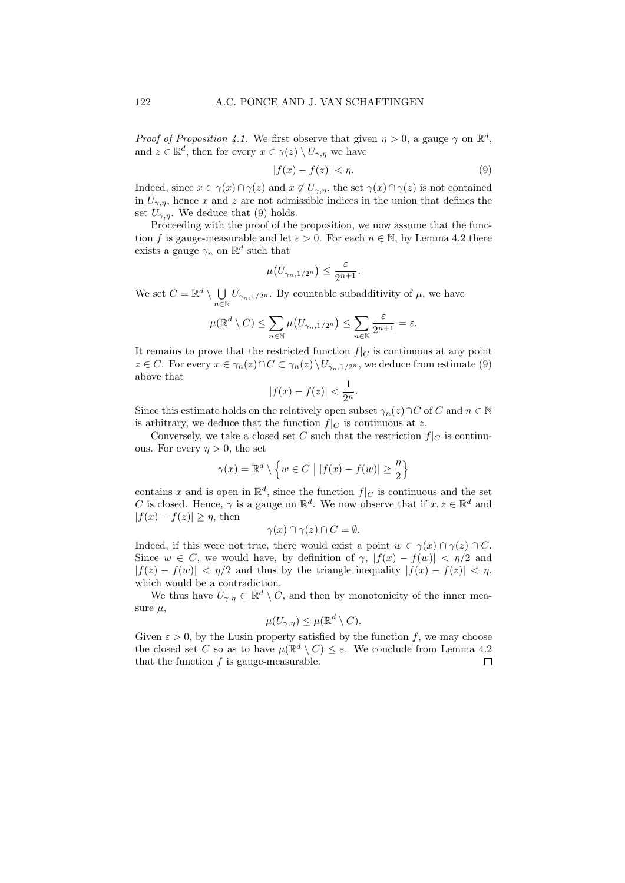*Proof of Proposition 4.1.* We first observe that given $\eta > 0$, a gauge $\gamma$ on $\mathbb{R}^d$, and $z \in \mathbb{R}^d$, then for every $x \in \gamma(z) \setminus U_{\gamma,\eta}$ we have

$$|f(x) - f(z)| < \eta. \tag{9}$$

Indeed, since $x \in \gamma(x) \cap \gamma(z)$ and $x \notin U_{\gamma,\eta}$, the set $\gamma(x) \cap \gamma(z)$ is not contained in $U_{\gamma,\eta}$, hence $x$ and $z$ are not admissible indices in the union that defines the set $U_{\gamma,\eta}$. We deduce that (9) holds.

Proceeding with the proof of the proposition, we now assume that the function $f$ is gauge-measurable and let $\varepsilon > 0$. For each $n \in \mathbb{N}$, by Lemma 4.2 there exists a gauge $\gamma_n$ on $\mathbb{R}^d$ such that

$$\mu\big(U_{\gamma_n,1/2^n}\big) \le \frac{\varepsilon}{2^{n+1}}.$$

We set $C = \mathbb{R}^d \setminus \bigcup_{n \in \mathbb{N}} U_{\gamma_n,1/2^n}$. By countable subadditivity of $\mu$, we have

$$\mu(\mathbb{R}^d \setminus C) \le \sum_{n \in \mathbb{N}} \mu\big(U_{\gamma_n,1/2^n}\big) \le \sum_{n \in \mathbb{N}} \frac{\varepsilon}{2^{n+1}} = \varepsilon.$$

It remains to prove that the restricted function $f|_C$ is continuous at any point $z \in C$. For every $x \in \gamma_n(z) \cap C \subset \gamma_n(z) \setminus U_{\gamma_n,1/2^n}$, we deduce from estimate (9) above that

$$|f(x) - f(z)| < \frac{1}{2^n}.$$

Since this estimate holds on the relatively open subset $\gamma_n(z) \cap C$ of $C$ and $n \in \mathbb{N}$ is arbitrary, we deduce that the function $f|_C$ is continuous at $z$.

Conversely, we take a closed set $C$ such that the restriction $f|_C$ is continuous. For every $\eta > 0$, the set

$$\gamma(x) = \mathbb{R}^d \setminus \Big\{ w \in C \;\Big|\; |f(x) - f(w)| \ge \frac{\eta}{2} \Big\}$$

contains $x$ and is open in $\mathbb{R}^d$, since the function $f|_C$ is continuous and the set $C$ is closed. Hence, $\gamma$ is a gauge on $\mathbb{R}^d$. We now observe that if $x, z \in \mathbb{R}^d$ and $|f(x) - f(z)| \ge \eta$, then

$$\gamma(x) \cap \gamma(z) \cap C = \emptyset.$$

Indeed, if this were not true, there would exist a point $w \in \gamma(x) \cap \gamma(z) \cap C$. Since $w \in C$, we would have, by definition of $\gamma$, $|f(x) - f(w)| < \eta/2$ and $|f(z) - f(w)| < \eta/2$ and thus by the triangle inequality $|f(x) - f(z)| < \eta$, which would be a contradiction.

We thus have $U_{\gamma,\eta} \subset \mathbb{R}^d \setminus C$, and then by monotonicity of the inner measure $\mu$,

$$\mu(U_{\gamma,\eta}) \le \mu(\mathbb{R}^d \setminus C).$$

Given $\varepsilon > 0$, by the Lusin property satisfied by the function $f$, we may choose the closed set $C$ so as to have $\mu(\mathbb{R}^d \setminus C) \le \varepsilon$. We conclude from Lemma 4.2 that the function $f$ is gauge-measurable. $\square$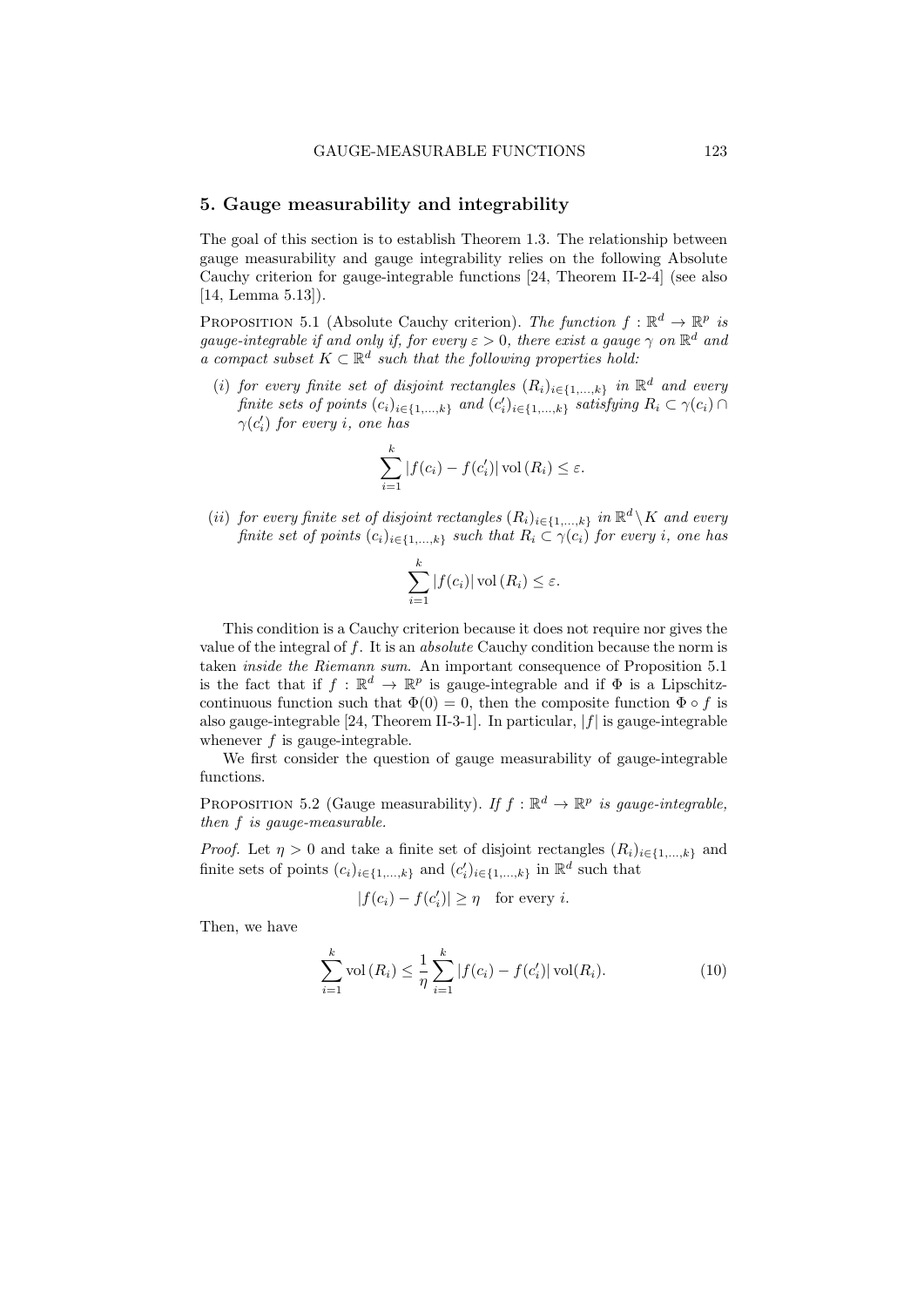## 5. Gauge measurability and integrability

The goal of this section is to establish Theorem 1.3. The relationship between gauge measurability and gauge integrability relies on the following Absolute Cauchy criterion for gauge-integrable functions [24, Theorem II-2-4] (see also [14, Lemma 5.13]).

Proposition 5.1 (Absolute Cauchy criterion). *The function $f : \mathbb{R}^d \to \mathbb{R}^p$ is gauge-integrable if and only if, for every $\varepsilon > 0$, there exist a gauge $\gamma$ on $\mathbb{R}^d$ and a compact subset $K \subset \mathbb{R}^d$ such that the following properties hold:*

(*i*) *for every finite set of disjoint rectangles $(R_i)_{i \in \{1,\ldots,k\}}$ in $\mathbb{R}^d$ and every finite sets of points $(c_i)_{i \in \{1,\ldots,k\}}$ and $(c_i')_{i \in \{1,\ldots,k\}}$ satisfying $R_i \subset \gamma(c_i) \cap \gamma(c_i')$ for every $i$, one has*

$$\sum_{i=1}^{k} |f(c_i) - f(c_i')| \operatorname{vol}(R_i) \leq \varepsilon.$$

(*ii*) *for every finite set of disjoint rectangles $(R_i)_{i \in \{1,\ldots,k\}}$ in $\mathbb{R}^d \setminus K$ and every finite set of points $(c_i)_{i \in \{1,\ldots,k\}}$ such that $R_i \subset \gamma(c_i)$ for every $i$, one has*

$$\sum_{i=1}^{k} |f(c_i)| \operatorname{vol}(R_i) \leq \varepsilon.$$

This condition is a Cauchy criterion because it does not require nor gives the value of the integral of $f$. It is an *absolute* Cauchy condition because the norm is taken *inside the Riemann sum*. An important consequence of Proposition 5.1 is the fact that if $f : \mathbb{R}^d \to \mathbb{R}^p$ is gauge-integrable and if $\Phi$ is a Lipschitz-continuous function such that $\Phi(0) = 0$, then the composite function $\Phi \circ f$ is also gauge-integrable [24, Theorem II-3-1]. In particular, $|f|$ is gauge-integrable whenever $f$ is gauge-integrable.

We first consider the question of gauge measurability of gauge-integrable functions.

Proposition 5.2 (Gauge measurability). *If $f : \mathbb{R}^d \to \mathbb{R}^p$ is gauge-integrable, then $f$ is gauge-measurable.*

*Proof.* Let $\eta > 0$ and take a finite set of disjoint rectangles $(R_i)_{i \in \{1,\ldots,k\}}$ and finite sets of points $(c_i)_{i \in \{1,\ldots,k\}}$ and $(c_i')_{i \in \{1,\ldots,k\}}$ in $\mathbb{R}^d$ such that

$$|f(c_i) - f(c_i')| \geq \eta \quad \text{for every } i.$$

Then, we have

$$\sum_{i=1}^{k} \operatorname{vol}(R_i) \leq \frac{1}{\eta} \sum_{i=1}^{k} |f(c_i) - f(c_i')| \operatorname{vol}(R_i). \tag{10}$$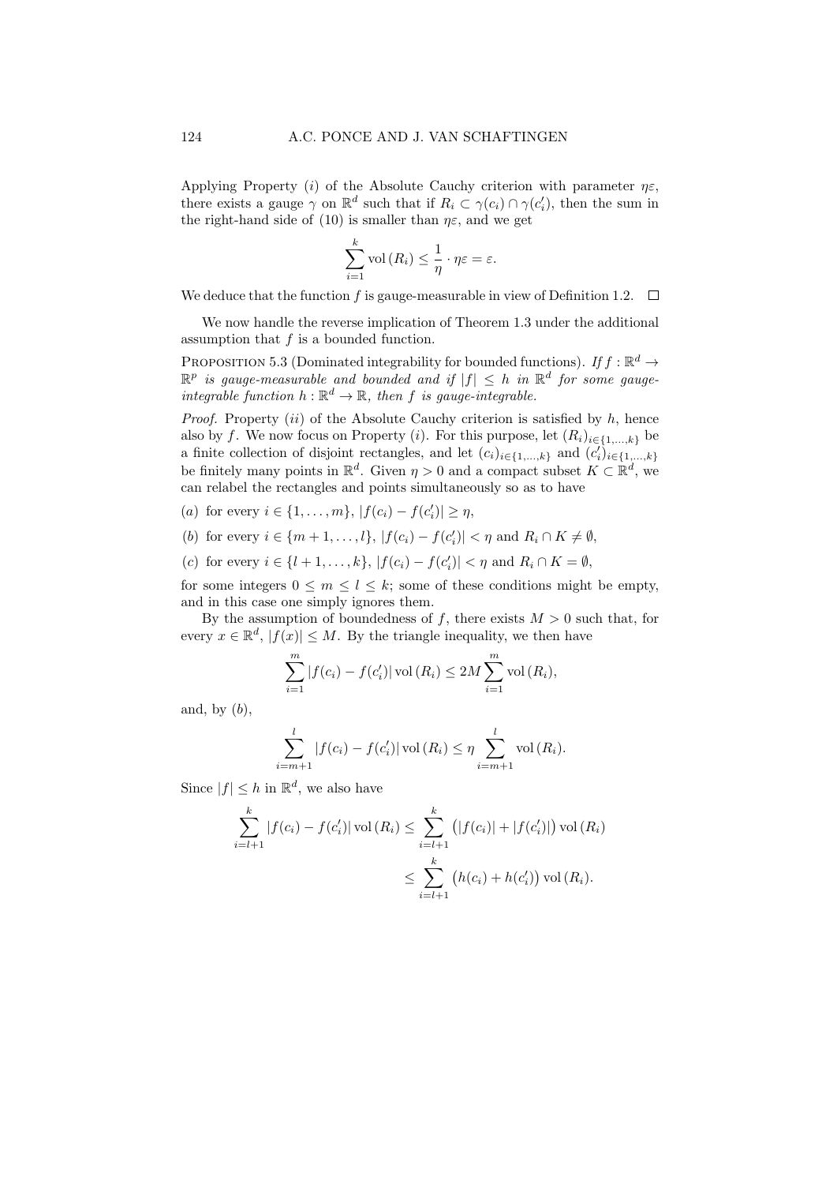Applying Property $(i)$ of the Absolute Cauchy criterion with parameter $\eta\varepsilon$, there exists a gauge $\gamma$ on $\mathbb{R}^d$ such that if $R_i \subset \gamma(c_i) \cap \gamma(c_i')$, then the sum in the right-hand side of (10) is smaller than $\eta\varepsilon$, and we get

$$\sum_{i=1}^{k} \operatorname{vol}(R_i) \leq \frac{1}{\eta} \cdot \eta\varepsilon = \varepsilon.$$

We deduce that the function $f$ is gauge-measurable in view of Definition 1.2. $\square$

We now handle the reverse implication of Theorem 1.3 under the additional assumption that $f$ is a bounded function.

Proposition 5.3 (Dominated integrability for bounded functions). *If $f : \mathbb{R}^d \to \mathbb{R}^p$ is gauge-measurable and bounded and if $|f| \leq h$ in $\mathbb{R}^d$ for some gauge-integrable function $h : \mathbb{R}^d \to \mathbb{R}$, then $f$ is gauge-integrable.*

*Proof.* Property $(ii)$ of the Absolute Cauchy criterion is satisfied by $h$, hence also by $f$. We now focus on Property $(i)$. For this purpose, let $(R_i)_{i\in\{1,\ldots,k\}}$ be a finite collection of disjoint rectangles, and let $(c_i)_{i\in\{1,\ldots,k\}}$ and $(c_i')_{i\in\{1,\ldots,k\}}$ be finitely many points in $\mathbb{R}^d$. Given $\eta > 0$ and a compact subset $K \subset \mathbb{R}^d$, we can relabel the rectangles and points simultaneously so as to have

$(a)$ for every $i \in \{1, \ldots, m\}$, $|f(c_i) - f(c_i')| \geq \eta$,

$(b)$ for every $i \in \{m+1, \ldots, l\}$, $|f(c_i) - f(c_i')| < \eta$ and $R_i \cap K \neq \emptyset$,

$(c)$ for every $i \in \{l+1, \ldots, k\}$, $|f(c_i) - f(c_i')| < \eta$ and $R_i \cap K = \emptyset$,

for some integers $0 \leq m \leq l \leq k$; some of these conditions might be empty, and in this case one simply ignores them.

By the assumption of boundedness of $f$, there exists $M > 0$ such that, for every $x \in \mathbb{R}^d$, $|f(x)| \leq M$. By the triangle inequality, we then have

$$\sum_{i=1}^{m} |f(c_i) - f(c_i')| \operatorname{vol}(R_i) \leq 2M \sum_{i=1}^{m} \operatorname{vol}(R_i),$$

and, by $(b)$,

$$\sum_{i=m+1}^{l} |f(c_i) - f(c_i')| \operatorname{vol}(R_i) \leq \eta \sum_{i=m+1}^{l} \operatorname{vol}(R_i).$$

Since $|f| \leq h$ in $\mathbb{R}^d$, we also have

$$\begin{aligned}
\sum_{i=l+1}^{k} |f(c_i) - f(c_i')| \operatorname{vol}(R_i) &\leq \sum_{i=l+1}^{k} \big(|f(c_i)| + |f(c_i')|\big) \operatorname{vol}(R_i) \\
&\leq \sum_{i=l+1}^{k} \big(h(c_i) + h(c_i')\big) \operatorname{vol}(R_i).
\end{aligned}$$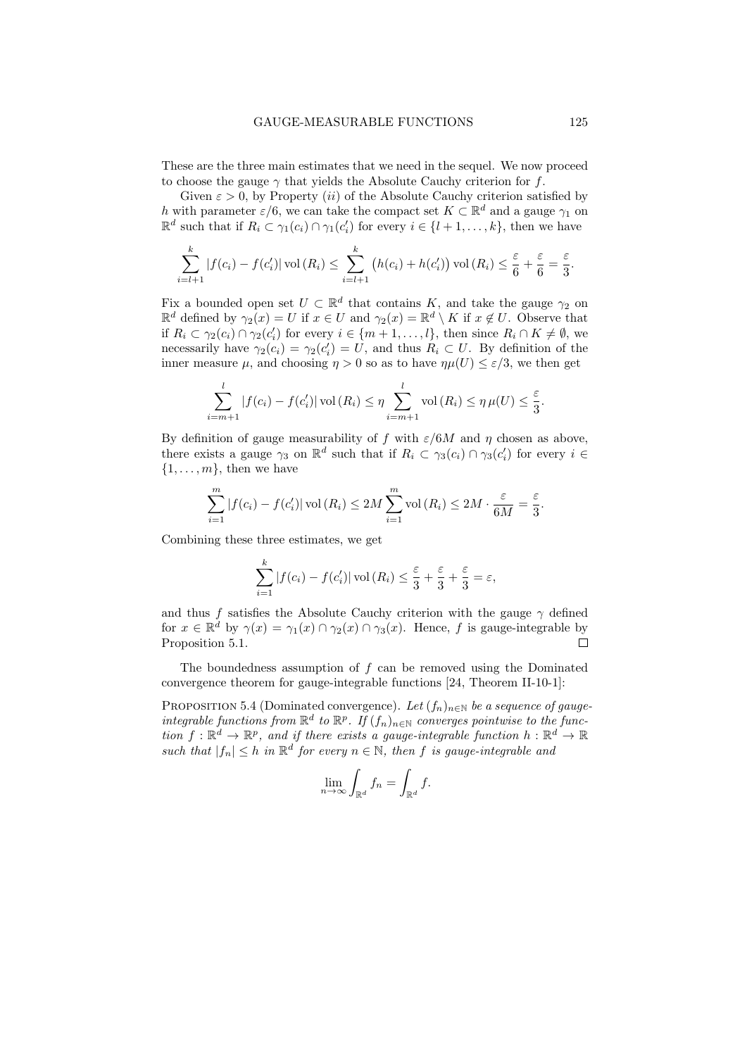These are the three main estimates that we need in the sequel. We now proceed to choose the gauge $\gamma$ that yields the Absolute Cauchy criterion for $f$.

Given $\varepsilon > 0$, by Property $(ii)$ of the Absolute Cauchy criterion satisfied by $h$ with parameter $\varepsilon/6$, we can take the compact set $K \subset \mathbb{R}^d$ and a gauge $\gamma_1$ on $\mathbb{R}^d$ such that if $R_i \subset \gamma_1(c_i) \cap \gamma_1(c_i')$ for every $i \in \{l+1, \ldots, k\}$, then we have

$$\sum_{i=l+1}^{k} |f(c_i) - f(c_i')| \operatorname{vol}(R_i) \leq \sum_{i=l+1}^{k} \big(h(c_i) + h(c_i')\big) \operatorname{vol}(R_i) \leq \frac{\varepsilon}{6} + \frac{\varepsilon}{6} = \frac{\varepsilon}{3}.$$

Fix a bounded open set $U \subset \mathbb{R}^d$ that contains $K$, and take the gauge $\gamma_2$ on $\mathbb{R}^d$ defined by $\gamma_2(x) = U$ if $x \in U$ and $\gamma_2(x) = \mathbb{R}^d \setminus K$ if $x \notin U$. Observe that if $R_i \subset \gamma_2(c_i) \cap \gamma_2(c_i')$ for every $i \in \{m+1, \ldots, l\}$, then since $R_i \cap K \neq \emptyset$, we necessarily have $\gamma_2(c_i) = \gamma_2(c_i') = U$, and thus $R_i \subset U$. By definition of the inner measure $\mu$, and choosing $\eta > 0$ so as to have $\eta\mu(U) \leq \varepsilon/3$, we then get

$$\sum_{i=m+1}^{l} |f(c_i) - f(c_i')| \operatorname{vol}(R_i) \leq \eta \sum_{i=m+1}^{l} \operatorname{vol}(R_i) \leq \eta\, \mu(U) \leq \frac{\varepsilon}{3}.$$

By definition of gauge measurability of $f$ with $\varepsilon/6M$ and $\eta$ chosen as above, there exists a gauge $\gamma_3$ on $\mathbb{R}^d$ such that if $R_i \subset \gamma_3(c_i) \cap \gamma_3(c_i')$ for every $i \in \{1, \ldots, m\}$, then we have

$$\sum_{i=1}^{m} |f(c_i) - f(c_i')| \operatorname{vol}(R_i) \leq 2M \sum_{i=1}^{m} \operatorname{vol}(R_i) \leq 2M \cdot \frac{\varepsilon}{6M} = \frac{\varepsilon}{3}.$$

Combining these three estimates, we get

$$\sum_{i=1}^{k} |f(c_i) - f(c_i')| \operatorname{vol}(R_i) \leq \frac{\varepsilon}{3} + \frac{\varepsilon}{3} + \frac{\varepsilon}{3} = \varepsilon,$$

and thus $f$ satisfies the Absolute Cauchy criterion with the gauge $\gamma$ defined for $x \in \mathbb{R}^d$ by $\gamma(x) = \gamma_1(x) \cap \gamma_2(x) \cap \gamma_3(x)$. Hence, $f$ is gauge-integrable by Proposition 5.1. ∎

The boundedness assumption of $f$ can be removed using the Dominated convergence theorem for gauge-integrable functions [24, Theorem II-10-1]:

PROPOSITION 5.4 (Dominated convergence). *Let $(f_n)_{n\in\mathbb{N}}$ be a sequence of gauge-integrable functions from $\mathbb{R}^d$ to $\mathbb{R}^p$. If $(f_n)_{n\in\mathbb{N}}$ converges pointwise to the function $f : \mathbb{R}^d \to \mathbb{R}^p$, and if there exists a gauge-integrable function $h : \mathbb{R}^d \to \mathbb{R}$ such that $|f_n| \leq h$ in $\mathbb{R}^d$ for every $n \in \mathbb{N}$, then $f$ is gauge-integrable and*

$$\lim_{n\to\infty} \int_{\mathbb{R}^d} f_n = \int_{\mathbb{R}^d} f.$$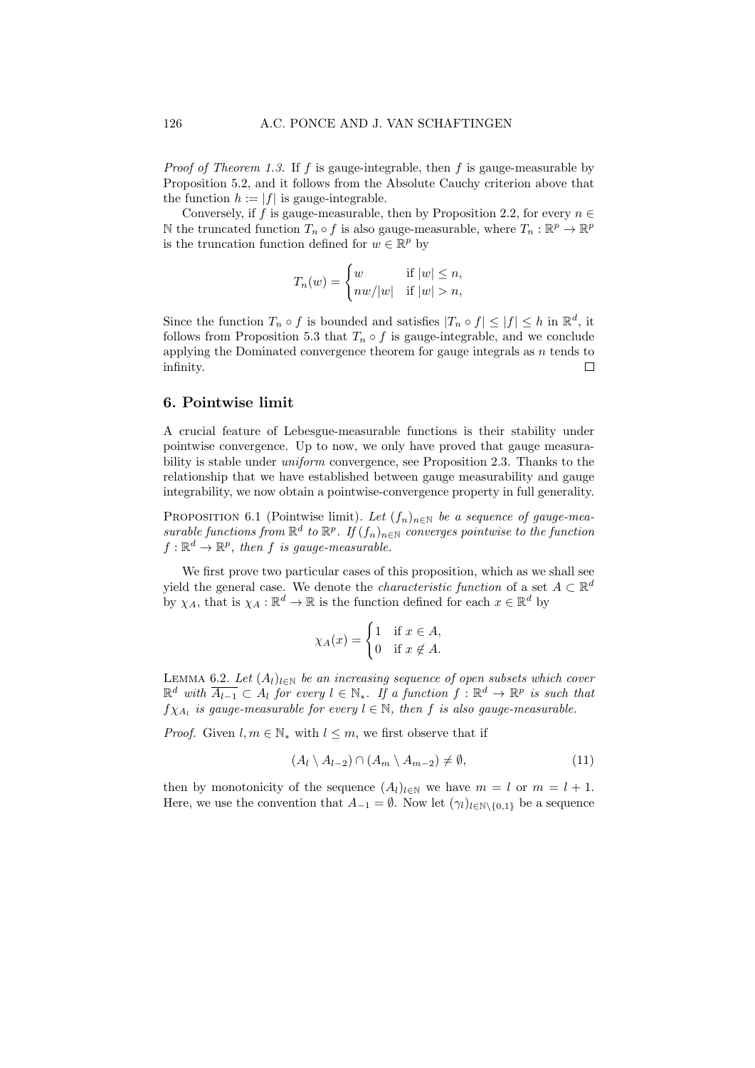*Proof of Theorem 1.3.* If $f$ is gauge-integrable, then $f$ is gauge-measurable by Proposition 5.2, and it follows from the Absolute Cauchy criterion above that the function $h := |f|$ is gauge-integrable.

Conversely, if $f$ is gauge-measurable, then by Proposition 2.2, for every $n \in \mathbb{N}$ the truncated function $T_n \circ f$ is also gauge-measurable, where $T_n : \mathbb{R}^p \to \mathbb{R}^p$ is the truncation function defined for $w \in \mathbb{R}^p$ by

$$T_n(w) = \begin{cases} w & \text{if } |w| \leq n, \\ nw/|w| & \text{if } |w| > n, \end{cases}$$

Since the function $T_n \circ f$ is bounded and satisfies $|T_n \circ f| \leq |f| \leq h$ in $\mathbb{R}^d$, it follows from Proposition 5.3 that $T_n \circ f$ is gauge-integrable, and we conclude applying the Dominated convergence theorem for gauge integrals as $n$ tends to infinity. □

## 6. Pointwise limit

A crucial feature of Lebesgue-measurable functions is their stability under pointwise convergence. Up to now, we only have proved that gauge measurability is stable under *uniform* convergence, see Proposition 2.3. Thanks to the relationship that we have established between gauge measurability and gauge integrability, we now obtain a pointwise-convergence property in full generality.

Proposition 6.1 (Pointwise limit). *Let $(f_n)_{n\in\mathbb{N}}$ be a sequence of gauge-measurable functions from $\mathbb{R}^d$ to $\mathbb{R}^p$. If $(f_n)_{n\in\mathbb{N}}$ converges pointwise to the function $f : \mathbb{R}^d \to \mathbb{R}^p$, then $f$ is gauge-measurable.*

We first prove two particular cases of this proposition, which as we shall see yield the general case. We denote the *characteristic function* of a set $A \subset \mathbb{R}^d$ by $\chi_A$, that is $\chi_A : \mathbb{R}^d \to \mathbb{R}$ is the function defined for each $x \in \mathbb{R}^d$ by

$$\chi_A(x) = \begin{cases} 1 & \text{if } x \in A, \\ 0 & \text{if } x \notin A. \end{cases}$$

Lemma 6.2. *Let $(A_l)_{l\in\mathbb{N}}$ be an increasing sequence of open subsets which cover $\mathbb{R}^d$ with $\overline{A_{l-1}} \subset A_l$ for every $l \in \mathbb{N}_*$. If a function $f : \mathbb{R}^d \to \mathbb{R}^p$ is such that $f\chi_{A_l}$ is gauge-measurable for every $l \in \mathbb{N}$, then $f$ is also gauge-measurable.*

*Proof.* Given $l, m \in \mathbb{N}_*$ with $l \leq m$, we first observe that if

$$(A_l \setminus A_{l-2}) \cap (A_m \setminus A_{m-2}) \neq \emptyset, \tag{11}$$

then by monotonicity of the sequence $(A_l)_{l\in\mathbb{N}}$ we have $m = l$ or $m = l + 1$. Here, we use the convention that $A_{-1} = \emptyset$. Now let $(\gamma_l)_{l\in\mathbb{N}\setminus\{0,1\}}$ be a sequence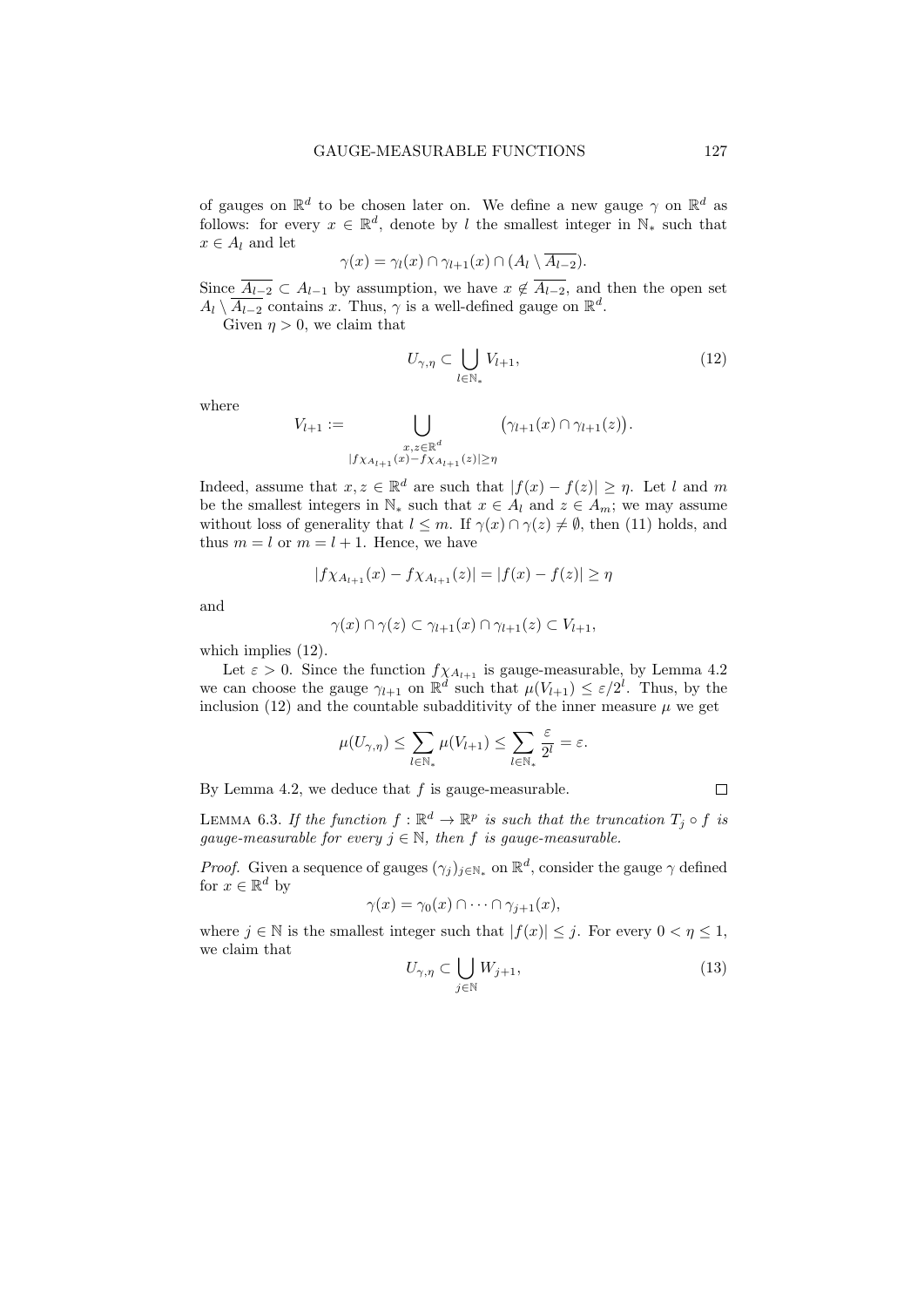of gauges on $\mathbb{R}^d$ to be chosen later on. We define a new gauge $\gamma$ on $\mathbb{R}^d$ as follows: for every $x \in \mathbb{R}^d$, denote by $l$ the smallest integer in $\mathbb{N}_*$ such that $x \in A_l$ and let

$$\gamma(x) = \gamma_l(x) \cap \gamma_{l+1}(x) \cap (A_l \setminus \overline{A_{l-2}}).$$

Since $\overline{A_{l-2}} \subset A_{l-1}$ by assumption, we have $x \notin \overline{A_{l-2}}$, and then the open set $A_l \setminus \overline{A_{l-2}}$ contains $x$. Thus, $\gamma$ is a well-defined gauge on $\mathbb{R}^d$.

Given $\eta > 0$, we claim that

$$U_{\gamma,\eta} \subset \bigcup_{l \in \mathbb{N}_*} V_{l+1}, \tag{12}$$

where

$$V_{l+1} := \bigcup_{\substack{x,z \in \mathbb{R}^d \\ |f\chi_{A_{l+1}}(x) - f\chi_{A_{l+1}}(z)| \geq \eta}} \big(\gamma_{l+1}(x) \cap \gamma_{l+1}(z)\big).$$

Indeed, assume that $x, z \in \mathbb{R}^d$ are such that $|f(x) - f(z)| \geq \eta$. Let $l$ and $m$ be the smallest integers in $\mathbb{N}_*$ such that $x \in A_l$ and $z \in A_m$; we may assume without loss of generality that $l \leq m$. If $\gamma(x) \cap \gamma(z) \neq \emptyset$, then (11) holds, and thus $m = l$ or $m = l + 1$. Hence, we have

$$|f\chi_{A_{l+1}}(x) - f\chi_{A_{l+1}}(z)| = |f(x) - f(z)| \geq \eta$$

and

$$\gamma(x) \cap \gamma(z) \subset \gamma_{l+1}(x) \cap \gamma_{l+1}(z) \subset V_{l+1},$$

which implies (12).

Let $\varepsilon > 0$. Since the function $f\chi_{A_{l+1}}$ is gauge-measurable, by Lemma 4.2 we can choose the gauge $\gamma_{l+1}$ on $\mathbb{R}^d$ such that $\mu(V_{l+1}) \leq \varepsilon/2^l$. Thus, by the inclusion (12) and the countable subadditivity of the inner measure $\mu$ we get

$$\mu(U_{\gamma,\eta}) \leq \sum_{l \in \mathbb{N}_*} \mu(V_{l+1}) \leq \sum_{l \in \mathbb{N}_*} \frac{\varepsilon}{2^l} = \varepsilon.$$

By Lemma 4.2, we deduce that $f$ is gauge-measurable. ∎

**Lemma 6.3.** *If the function $f : \mathbb{R}^d \to \mathbb{R}^p$ is such that the truncation $T_j \circ f$ is gauge-measurable for every $j \in \mathbb{N}$, then $f$ is gauge-measurable.*

*Proof.* Given a sequence of gauges $(\gamma_j)_{j \in \mathbb{N}_*}$ on $\mathbb{R}^d$, consider the gauge $\gamma$ defined for $x \in \mathbb{R}^d$ by

$$\gamma(x) = \gamma_0(x) \cap \cdots \cap \gamma_{j+1}(x),$$

where $j \in \mathbb{N}$ is the smallest integer such that $|f(x)| \leq j$. For every $0 < \eta \leq 1$, we claim that

$$U_{\gamma,\eta} \subset \bigcup_{j \in \mathbb{N}} W_{j+1}, \tag{13}$$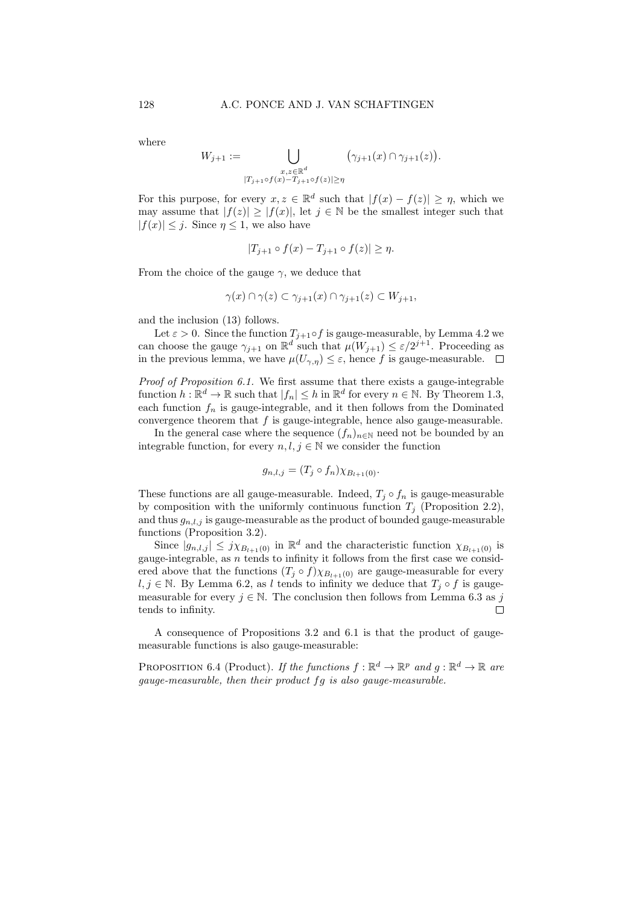where

$$W_{j+1} := \bigcup_{\substack{x,z\in\mathbb{R}^d\\ |T_{j+1}\circ f(x)-T_{j+1}\circ f(z)|\geq\eta}} \big(\gamma_{j+1}(x)\cap\gamma_{j+1}(z)\big).$$

For this purpose, for every $x, z \in \mathbb{R}^d$ such that $|f(x) - f(z)| \geq \eta$, which we may assume that $|f(z)| \geq |f(x)|$, let $j \in \mathbb{N}$ be the smallest integer such that $|f(x)| \leq j$. Since $\eta \leq 1$, we also have

$$|T_{j+1} \circ f(x) - T_{j+1} \circ f(z)| \geq \eta.$$

From the choice of the gauge $\gamma$, we deduce that

$$\gamma(x) \cap \gamma(z) \subset \gamma_{j+1}(x) \cap \gamma_{j+1}(z) \subset W_{j+1},$$

and the inclusion (13) follows.

Let $\varepsilon > 0$. Since the function $T_{j+1}\circ f$ is gauge-measurable, by Lemma 4.2 we can choose the gauge $\gamma_{j+1}$ on $\mathbb{R}^d$ such that $\mu(W_{j+1}) \leq \varepsilon/2^{j+1}$. Proceeding as in the previous lemma, we have $\mu(U_{\gamma,\eta}) \leq \varepsilon$, hence $f$ is gauge-measurable. □

*Proof of Proposition 6.1.* We first assume that there exists a gauge-integrable function $h : \mathbb{R}^d \to \mathbb{R}$ such that $|f_n| \leq h$ in $\mathbb{R}^d$ for every $n \in \mathbb{N}$. By Theorem 1.3, each function $f_n$ is gauge-integrable, and it then follows from the Dominated convergence theorem that $f$ is gauge-integrable, hence also gauge-measurable.

In the general case where the sequence $(f_n)_{n\in\mathbb{N}}$ need not be bounded by an integrable function, for every $n, l, j \in \mathbb{N}$ we consider the function

$$g_{n,l,j} = (T_j \circ f_n)\chi_{B_{l+1}(0)}.$$

These functions are all gauge-measurable. Indeed, $T_j \circ f_n$ is gauge-measurable by composition with the uniformly continuous function $T_j$ (Proposition 2.2), and thus $g_{n,l,j}$ is gauge-measurable as the product of bounded gauge-measurable functions (Proposition 3.2).

Since $|g_{n,l,j}| \leq j\chi_{B_{l+1}(0)}$ in $\mathbb{R}^d$ and the characteristic function $\chi_{B_{l+1}(0)}$ is gauge-integrable, as $n$ tends to infinity it follows from the first case we considered above that the functions $(T_j \circ f)\chi_{B_{l+1}(0)}$ are gauge-measurable for every $l, j \in \mathbb{N}$. By Lemma 6.2, as $l$ tends to infinity we deduce that $T_j \circ f$ is gauge-measurable for every $j \in \mathbb{N}$. The conclusion then follows from Lemma 6.3 as $j$ tends to infinity. □

A consequence of Propositions 3.2 and 6.1 is that the product of gauge-measurable functions is also gauge-measurable:

PROPOSITION 6.4 (Product). *If the functions $f : \mathbb{R}^d \to \mathbb{R}^p$ and $g : \mathbb{R}^d \to \mathbb{R}$ are gauge-measurable, then their product $fg$ is also gauge-measurable.*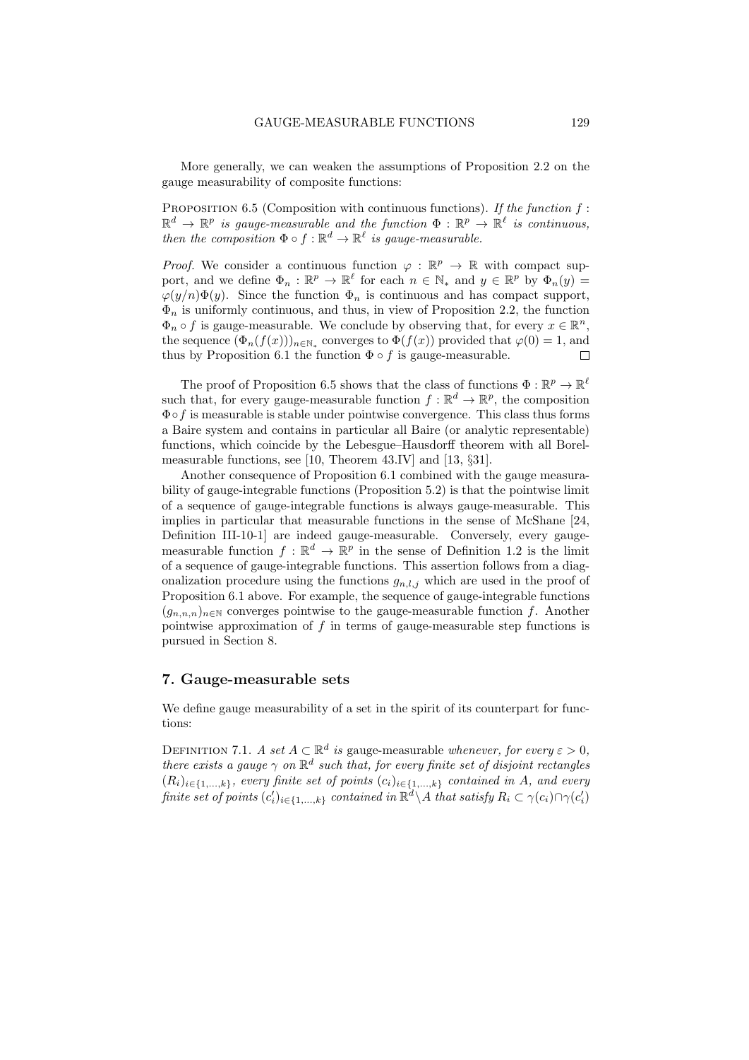More generally, we can weaken the assumptions of Proposition 2.2 on the gauge measurability of composite functions:

Proposition 6.5 (Composition with continuous functions). *If the function $f : \mathbb{R}^d \to \mathbb{R}^p$ is gauge-measurable and the function $\Phi : \mathbb{R}^p \to \mathbb{R}^\ell$ is continuous, then the composition $\Phi \circ f : \mathbb{R}^d \to \mathbb{R}^\ell$ is gauge-measurable.*

*Proof.* We consider a continuous function $\varphi : \mathbb{R}^p \to \mathbb{R}$ with compact support, and we define $\Phi_n : \mathbb{R}^p \to \mathbb{R}^\ell$ for each $n \in \mathbb{N}_*$ and $y \in \mathbb{R}^p$ by $\Phi_n(y) = \varphi(y/n)\Phi(y)$. Since the function $\Phi_n$ is continuous and has compact support, $\Phi_n$ is uniformly continuous, and thus, in view of Proposition 2.2, the function $\Phi_n \circ f$ is gauge-measurable. We conclude by observing that, for every $x \in \mathbb{R}^n$, the sequence $(\Phi_n(f(x)))_{n \in \mathbb{N}_*}$ converges to $\Phi(f(x))$ provided that $\varphi(0) = 1$, and thus by Proposition 6.1 the function $\Phi \circ f$ is gauge-measurable. □

The proof of Proposition 6.5 shows that the class of functions $\Phi : \mathbb{R}^p \to \mathbb{R}^\ell$ such that, for every gauge-measurable function $f : \mathbb{R}^d \to \mathbb{R}^p$, the composition $\Phi \circ f$ is measurable is stable under pointwise convergence. This class thus forms a Baire system and contains in particular all Baire (or analytic representable) functions, which coincide by the Lebesgue–Hausdorff theorem with all Borel-measurable functions, see [10, Theorem 43.IV] and [13, §31].

Another consequence of Proposition 6.1 combined with the gauge measurability of gauge-integrable functions (Proposition 5.2) is that the pointwise limit of a sequence of gauge-integrable functions is always gauge-measurable. This implies in particular that measurable functions in the sense of McShane [24, Definition III-10-1] are indeed gauge-measurable. Conversely, every gauge-measurable function $f : \mathbb{R}^d \to \mathbb{R}^p$ in the sense of Definition 1.2 is the limit of a sequence of gauge-integrable functions. This assertion follows from a diagonalization procedure using the functions $g_{n,l,j}$ which are used in the proof of Proposition 6.1 above. For example, the sequence of gauge-integrable functions $(g_{n,n,n})_{n \in \mathbb{N}}$ converges pointwise to the gauge-measurable function $f$. Another pointwise approximation of $f$ in terms of gauge-measurable step functions is pursued in Section 8.

## 7. Gauge-measurable sets

We define gauge measurability of a set in the spirit of its counterpart for functions:

Definition 7.1. *A set $A \subset \mathbb{R}^d$ is* gauge-measurable *whenever, for every $\varepsilon > 0$, there exists a gauge $\gamma$ on $\mathbb{R}^d$ such that, for every finite set of disjoint rectangles $(R_i)_{i \in \{1,\dots,k\}}$, every finite set of points $(c_i)_{i \in \{1,\dots,k\}}$ contained in $A$, and every finite set of points $(c'_i)_{i \in \{1,\dots,k\}}$ contained in $\mathbb{R}^d \setminus A$ that satisfy $R_i \subset \gamma(c_i) \cap \gamma(c'_i)$*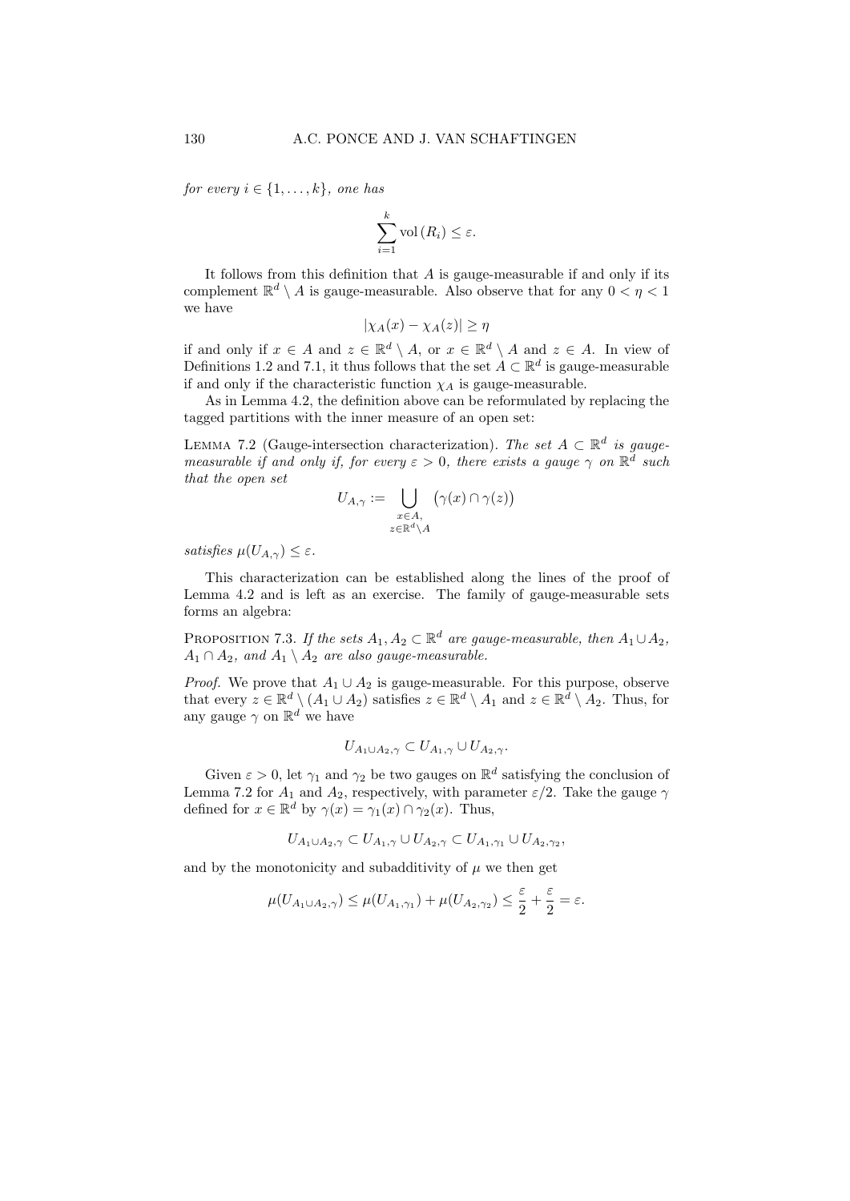*for every* $i \in \{1, \dots, k\}$*, one has*

$$\sum_{i=1}^{k} \operatorname{vol}(R_i) \leq \varepsilon.$$

It follows from this definition that $A$ is gauge-measurable if and only if its complement $\mathbb{R}^d \setminus A$ is gauge-measurable. Also observe that for any $0 < \eta < 1$ we have

$$|\chi_A(x) - \chi_A(z)| \geq \eta$$

if and only if $x \in A$ and $z \in \mathbb{R}^d \setminus A$, or $x \in \mathbb{R}^d \setminus A$ and $z \in A$. In view of Definitions 1.2 and 7.1, it thus follows that the set $A \subset \mathbb{R}^d$ is gauge-measurable if and only if the characteristic function $\chi_A$ is gauge-measurable.

As in Lemma 4.2, the definition above can be reformulated by replacing the tagged partitions with the inner measure of an open set:

LEMMA 7.2 (Gauge-intersection characterization). *The set* $A \subset \mathbb{R}^d$ *is gauge-measurable if and only if, for every* $\varepsilon > 0$*, there exists a gauge* $\gamma$ *on* $\mathbb{R}^d$ *such that the open set*

$$U_{A,\gamma} := \bigcup_{\substack{x \in A, \\ z \in \mathbb{R}^d \setminus A}} \big(\gamma(x) \cap \gamma(z)\big)$$

*satisfies* $\mu(U_{A,\gamma}) \leq \varepsilon$.

This characterization can be established along the lines of the proof of Lemma 4.2 and is left as an exercise. The family of gauge-measurable sets forms an algebra:

PROPOSITION 7.3. *If the sets* $A_1, A_2 \subset \mathbb{R}^d$ *are gauge-measurable, then* $A_1 \cup A_2$*,* $A_1 \cap A_2$*, and* $A_1 \setminus A_2$ *are also gauge-measurable.*

*Proof.* We prove that $A_1 \cup A_2$ is gauge-measurable. For this purpose, observe that every $z \in \mathbb{R}^d \setminus (A_1 \cup A_2)$ satisfies $z \in \mathbb{R}^d \setminus A_1$ and $z \in \mathbb{R}^d \setminus A_2$. Thus, for any gauge $\gamma$ on $\mathbb{R}^d$ we have

$$U_{A_1 \cup A_2, \gamma} \subset U_{A_1, \gamma} \cup U_{A_2, \gamma}.$$

Given $\varepsilon > 0$, let $\gamma_1$ and $\gamma_2$ be two gauges on $\mathbb{R}^d$ satisfying the conclusion of Lemma 7.2 for $A_1$ and $A_2$, respectively, with parameter $\varepsilon/2$. Take the gauge $\gamma$ defined for $x \in \mathbb{R}^d$ by $\gamma(x) = \gamma_1(x) \cap \gamma_2(x)$. Thus,

$$U_{A_1 \cup A_2, \gamma} \subset U_{A_1, \gamma} \cup U_{A_2, \gamma} \subset U_{A_1, \gamma_1} \cup U_{A_2, \gamma_2},$$

and by the monotonicity and subadditivity of $\mu$ we then get

$$\mu(U_{A_1 \cup A_2, \gamma}) \leq \mu(U_{A_1, \gamma_1}) + \mu(U_{A_2, \gamma_2}) \leq \frac{\varepsilon}{2} + \frac{\varepsilon}{2} = \varepsilon.$$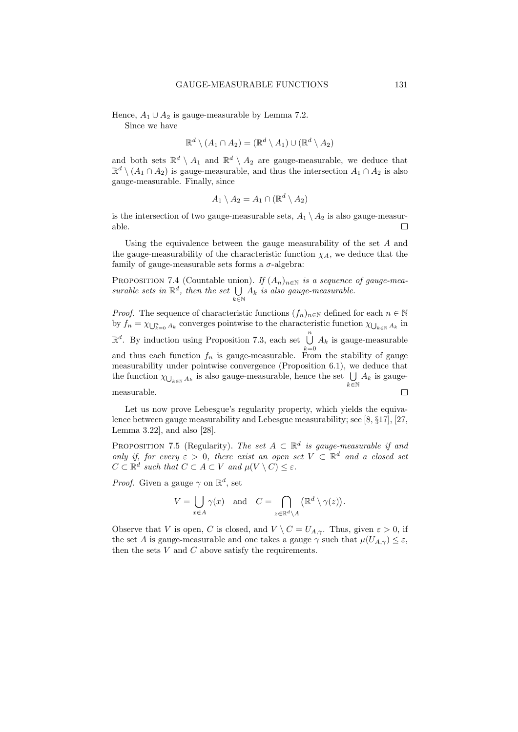Hence, $A_1 \cup A_2$ is gauge-measurable by Lemma 7.2.

Since we have

$$\mathbb{R}^d \setminus (A_1 \cap A_2) = (\mathbb{R}^d \setminus A_1) \cup (\mathbb{R}^d \setminus A_2)$$

and both sets $\mathbb{R}^d \setminus A_1$ and $\mathbb{R}^d \setminus A_2$ are gauge-measurable, we deduce that $\mathbb{R}^d \setminus (A_1 \cap A_2)$ is gauge-measurable, and thus the intersection $A_1 \cap A_2$ is also gauge-measurable. Finally, since

$$A_1 \setminus A_2 = A_1 \cap (\mathbb{R}^d \setminus A_2)$$

is the intersection of two gauge-measurable sets, $A_1 \setminus A_2$ is also gauge-measurable. □

Using the equivalence between the gauge measurability of the set $A$ and the gauge-measurability of the characteristic function $\chi_A$, we deduce that the family of gauge-measurable sets forms a $\sigma$-algebra:

Proposition 7.4 (Countable union). *If $(A_n)_{n\in\mathbb{N}}$ is a sequence of gauge-measurable sets in $\mathbb{R}^d$, then the set $\bigcup_{k\in\mathbb{N}} A_k$ is also gauge-measurable.*

*Proof.* The sequence of characteristic functions $(f_n)_{n\in\mathbb{N}}$ defined for each $n \in \mathbb{N}$ by $f_n = \chi_{\bigcup_{k=0}^n A_k}$ converges pointwise to the characteristic function $\chi_{\bigcup_{k\in\mathbb{N}} A_k}$ in $\mathbb{R}^d$. By induction using Proposition 7.3, each set $\bigcup_{k=0}^{n} A_k$ is gauge-measurable and thus each function $f_n$ is gauge-measurable. From the stability of gauge measurability under pointwise convergence (Proposition 6.1), we deduce that the function $\chi_{\bigcup_{k\in\mathbb{N}} A_k}$ is also gauge-measurable, hence the set $\bigcup_{k\in\mathbb{N}} A_k$ is gauge-measurable. □

Let us now prove Lebesgue's regularity property, which yields the equivalence between gauge measurability and Lebesgue measurability; see [8, §17], [27, Lemma 3.22], and also [28].

Proposition 7.5 (Regularity). *The set $A \subset \mathbb{R}^d$ is gauge-measurable if and only if, for every $\varepsilon > 0$, there exist an open set $V \subset \mathbb{R}^d$ and a closed set $C \subset \mathbb{R}^d$ such that $C \subset A \subset V$ and $\mu(V \setminus C) \leq \varepsilon$.*

*Proof.* Given a gauge $\gamma$ on $\mathbb{R}^d$, set

$$V = \bigcup_{x\in A} \gamma(x) \quad \text{and} \quad C = \bigcap_{z\in\mathbb{R}^d\setminus A} \big(\mathbb{R}^d \setminus \gamma(z)\big).$$

Observe that $V$ is open, $C$ is closed, and $V \setminus C = U_{A,\gamma}$. Thus, given $\varepsilon > 0$, if the set $A$ is gauge-measurable and one takes a gauge $\gamma$ such that $\mu(U_{A,\gamma}) \leq \varepsilon$, then the sets $V$ and $C$ above satisfy the requirements.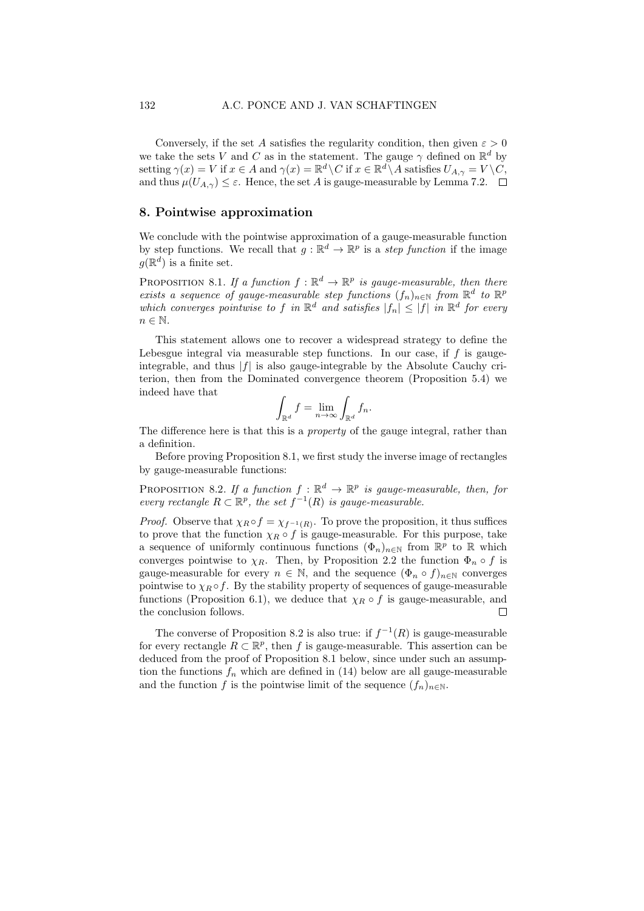Conversely, if the set $A$ satisfies the regularity condition, then given $\varepsilon > 0$ we take the sets $V$ and $C$ as in the statement. The gauge $\gamma$ defined on $\mathbb{R}^d$ by setting $\gamma(x) = V$ if $x \in A$ and $\gamma(x) = \mathbb{R}^d \setminus C$ if $x \in \mathbb{R}^d \setminus A$ satisfies $U_{A,\gamma} = V \setminus C$, and thus $\mu(U_{A,\gamma}) \leq \varepsilon$. Hence, the set $A$ is gauge-measurable by Lemma 7.2. $\square$

## 8. Pointwise approximation

We conclude with the pointwise approximation of a gauge-measurable function by step functions. We recall that $g : \mathbb{R}^d \to \mathbb{R}^p$ is a *step function* if the image $g(\mathbb{R}^d)$ is a finite set.

**Proposition 8.1.** *If a function $f : \mathbb{R}^d \to \mathbb{R}^p$ is gauge-measurable, then there exists a sequence of gauge-measurable step functions $(f_n)_{n\in\mathbb{N}}$ from $\mathbb{R}^d$ to $\mathbb{R}^p$ which converges pointwise to $f$ in $\mathbb{R}^d$ and satisfies $|f_n| \leq |f|$ in $\mathbb{R}^d$ for every $n \in \mathbb{N}$.*

This statement allows one to recover a widespread strategy to define the Lebesgue integral via measurable step functions. In our case, if $f$ is gauge-integrable, and thus $|f|$ is also gauge-integrable by the Absolute Cauchy criterion, then from the Dominated convergence theorem (Proposition 5.4) we indeed have that

$$\int_{\mathbb{R}^d} f = \lim_{n\to\infty} \int_{\mathbb{R}^d} f_n.$$

The difference here is that this is a *property* of the gauge integral, rather than a definition.

Before proving Proposition 8.1, we first study the inverse image of rectangles by gauge-measurable functions:

**Proposition 8.2.** *If a function $f : \mathbb{R}^d \to \mathbb{R}^p$ is gauge-measurable, then, for every rectangle $R \subset \mathbb{R}^p$, the set $f^{-1}(R)$ is gauge-measurable.*

*Proof.* Observe that $\chi_R \circ f = \chi_{f^{-1}(R)}$. To prove the proposition, it thus suffices to prove that the function $\chi_R \circ f$ is gauge-measurable. For this purpose, take a sequence of uniformly continuous functions $(\Phi_n)_{n\in\mathbb{N}}$ from $\mathbb{R}^p$ to $\mathbb{R}$ which converges pointwise to $\chi_R$. Then, by Proposition 2.2 the function $\Phi_n \circ f$ is gauge-measurable for every $n \in \mathbb{N}$, and the sequence $(\Phi_n \circ f)_{n\in\mathbb{N}}$ converges pointwise to $\chi_R \circ f$. By the stability property of sequences of gauge-measurable functions (Proposition 6.1), we deduce that $\chi_R \circ f$ is gauge-measurable, and the conclusion follows. $\square$

The converse of Proposition 8.2 is also true: if $f^{-1}(R)$ is gauge-measurable for every rectangle $R \subset \mathbb{R}^p$, then $f$ is gauge-measurable. This assertion can be deduced from the proof of Proposition 8.1 below, since under such an assumption the functions $f_n$ which are defined in (14) below are all gauge-measurable and the function $f$ is the pointwise limit of the sequence $(f_n)_{n\in\mathbb{N}}$.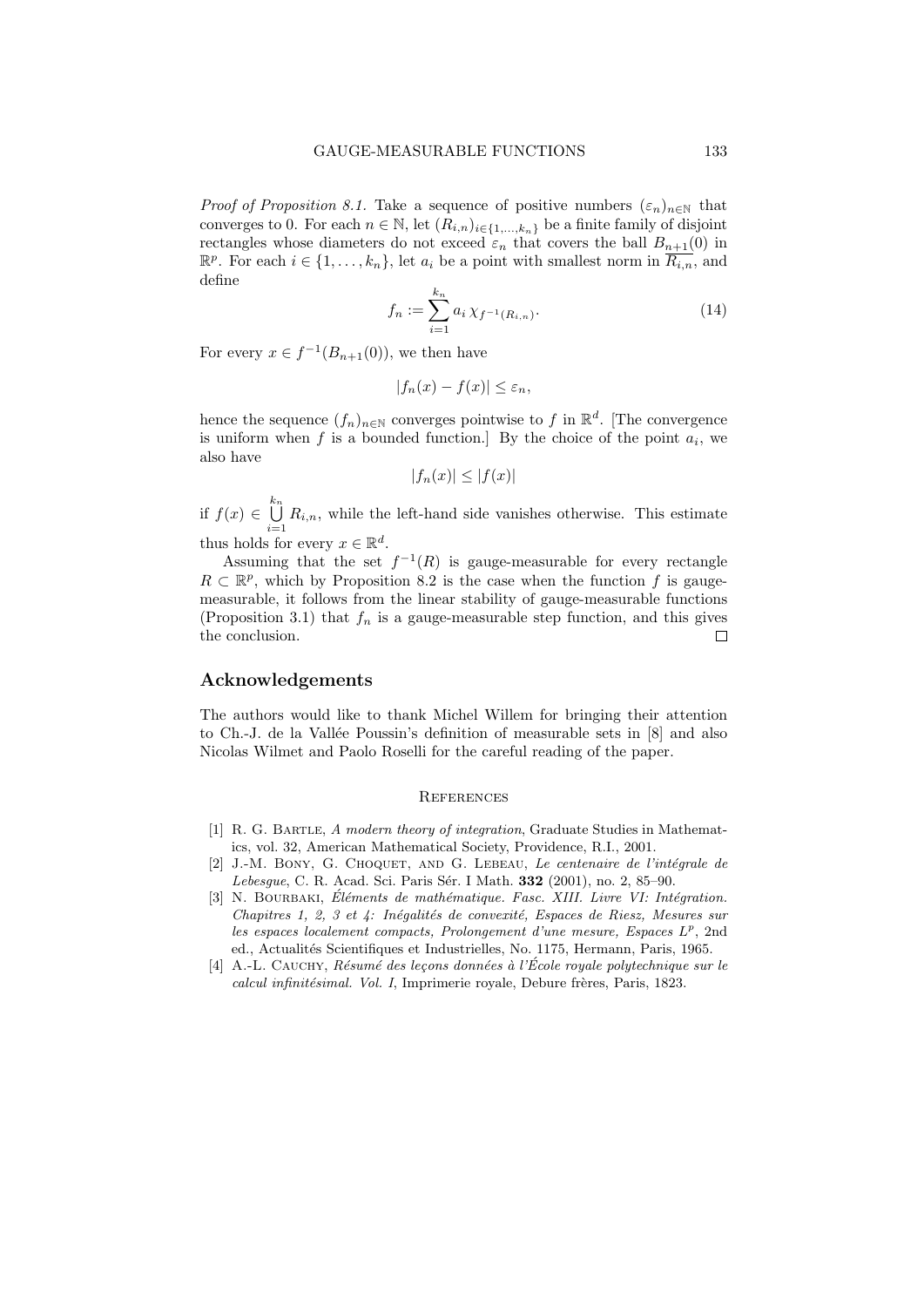*Proof of Proposition 8.1.* Take a sequence of positive numbers $(\varepsilon_n)_{n\in\mathbb{N}}$ that converges to 0. For each $n \in \mathbb{N}$, let $(R_{i,n})_{i\in\{1,\dots,k_n\}}$ be a finite family of disjoint rectangles whose diameters do not exceed $\varepsilon_n$ that covers the ball $B_{n+1}(0)$ in $\mathbb{R}^p$. For each $i \in \{1, \dots, k_n\}$, let $a_i$ be a point with smallest norm in $\overline{R_{i,n}}$, and define

$$f_n := \sum_{i=1}^{k_n} a_i \, \chi_{f^{-1}(R_{i,n})}. \tag{14}$$

For every $x \in f^{-1}(B_{n+1}(0))$, we then have

$$|f_n(x) - f(x)| \leq \varepsilon_n,$$

hence the sequence $(f_n)_{n\in\mathbb{N}}$ converges pointwise to $f$ in $\mathbb{R}^d$. [The convergence is uniform when $f$ is a bounded function.] By the choice of the point $a_i$, we also have

$$|f_n(x)| \leq |f(x)|$$

if $f(x) \in \bigcup_{i=1}^{k_n} R_{i,n}$, while the left-hand side vanishes otherwise. This estimate thus holds for every $x \in \mathbb{R}^d$.

Assuming that the set $f^{-1}(R)$ is gauge-measurable for every rectangle $R \subset \mathbb{R}^p$, which by Proposition 8.2 is the case when the function $f$ is gauge-measurable, it follows from the linear stability of gauge-measurable functions (Proposition 3.1) that $f_n$ is a gauge-measurable step function, and this gives the conclusion. □

## Acknowledgements

The authors would like to thank Michel Willem for bringing their attention to Ch.-J. de la Vallée Poussin's definition of measurable sets in [8] and also Nicolas Wilmet and Paolo Roselli for the careful reading of the paper.

### References

[1] R. G. Bartle, *A modern theory of integration*, Graduate Studies in Mathematics, vol. 32, American Mathematical Society, Providence, R.I., 2001.

[2] J.-M. Bony, G. Choquet, and G. Lebeau, *Le centenaire de l'intégrale de Lebesgue*, C. R. Acad. Sci. Paris Sér. I Math. **332** (2001), no. 2, 85–90.

[3] N. Bourbaki, *Éléments de mathématique. Fasc. XIII. Livre VI: Intégration. Chapitres 1, 2, 3 et 4: Inégalités de convexité, Espaces de Riesz, Mesures sur les espaces localement compacts, Prolongement d'une mesure, Espaces $L^p$*, 2nd ed., Actualités Scientifiques et Industrielles, No. 1175, Hermann, Paris, 1965.

[4] A.-L. Cauchy, *Résumé des leçons données à l'École royale polytechnique sur le calcul infinitésimal. Vol. I*, Imprimerie royale, Debure frères, Paris, 1823.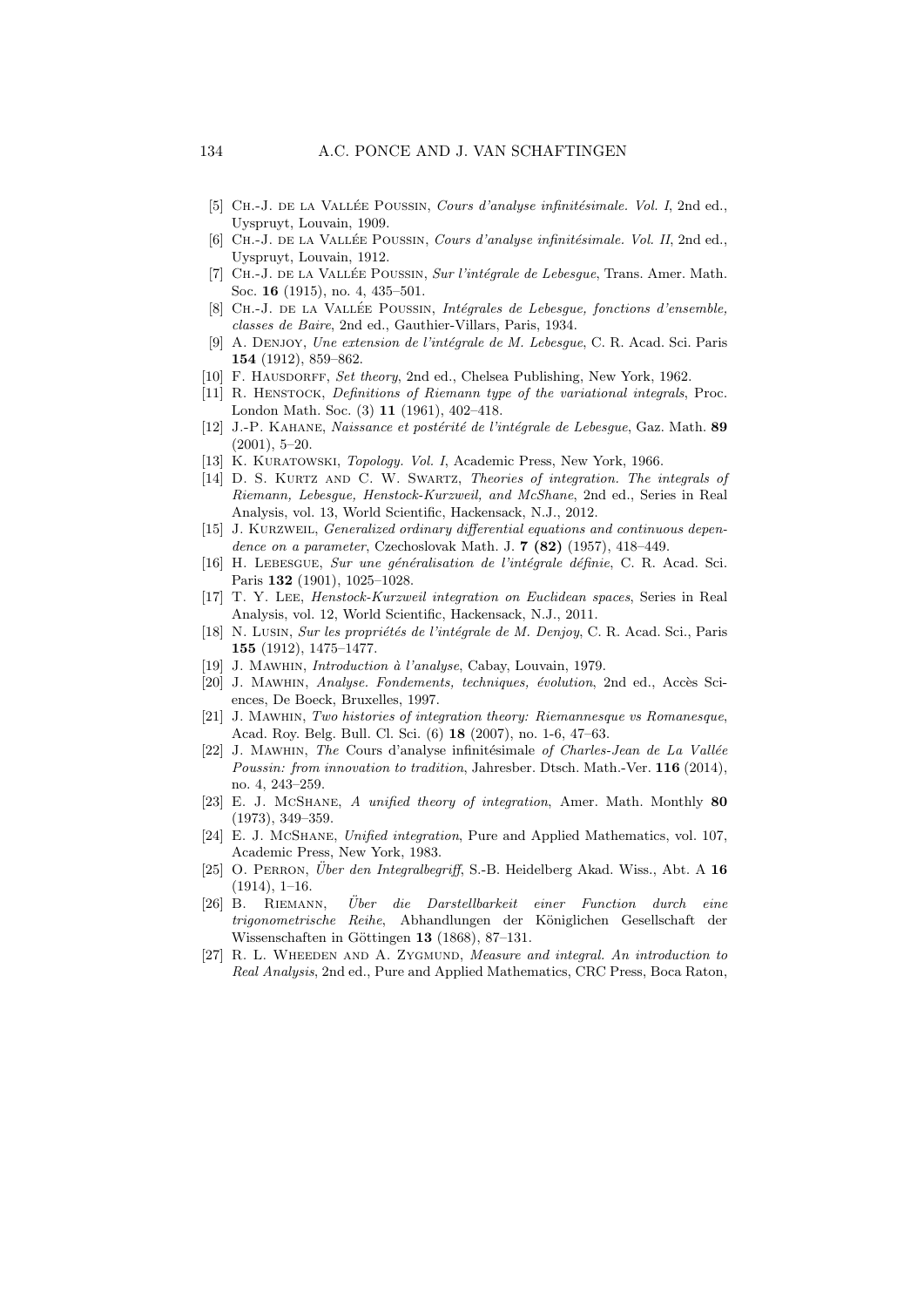[5] Ch.-J. de la Vallée Poussin, *Cours d'analyse infinitésimale. Vol. I*, 2nd ed., Uyspruyt, Louvain, 1909.

[6] Ch.-J. de la Vallée Poussin, *Cours d'analyse infinitésimale. Vol. II*, 2nd ed., Uyspruyt, Louvain, 1912.

[7] Ch.-J. de la Vallée Poussin, *Sur l'intégrale de Lebesgue*, Trans. Amer. Math. Soc. **16** (1915), no. 4, 435–501.

[8] Ch.-J. de la Vallée Poussin, *Intégrales de Lebesgue, fonctions d'ensemble, classes de Baire*, 2nd ed., Gauthier-Villars, Paris, 1934.

[9] A. Denjoy, *Une extension de l'intégrale de M. Lebesgue*, C. R. Acad. Sci. Paris **154** (1912), 859–862.

[10] F. Hausdorff, *Set theory*, 2nd ed., Chelsea Publishing, New York, 1962.

[11] R. Henstock, *Definitions of Riemann type of the variational integrals*, Proc. London Math. Soc. (3) **11** (1961), 402–418.

[12] J.-P. Kahane, *Naissance et postérité de l'intégrale de Lebesgue*, Gaz. Math. **89** (2001), 5–20.

[13] K. Kuratowski, *Topology. Vol. I*, Academic Press, New York, 1966.

[14] D. S. Kurtz and C. W. Swartz, *Theories of integration. The integrals of Riemann, Lebesgue, Henstock-Kurzweil, and McShane*, 2nd ed., Series in Real Analysis, vol. 13, World Scientific, Hackensack, N.J., 2012.

[15] J. Kurzweil, *Generalized ordinary differential equations and continuous dependence on a parameter*, Czechoslovak Math. J. **7 (82)** (1957), 418–449.

[16] H. Lebesgue, *Sur une généralisation de l'intégrale définie*, C. R. Acad. Sci. Paris **132** (1901), 1025–1028.

[17] T. Y. Lee, *Henstock-Kurzweil integration on Euclidean spaces*, Series in Real Analysis, vol. 12, World Scientific, Hackensack, N.J., 2011.

[18] N. Lusin, *Sur les propriétés de l'intégrale de M. Denjoy*, C. R. Acad. Sci., Paris **155** (1912), 1475–1477.

[19] J. Mawhin, *Introduction à l'analyse*, Cabay, Louvain, 1979.

[20] J. Mawhin, *Analyse. Fondements, techniques, évolution*, 2nd ed., Accès Sciences, De Boeck, Bruxelles, 1997.

[21] J. Mawhin, *Two histories of integration theory: Riemannesque vs Romanesque*, Acad. Roy. Belg. Bull. Cl. Sci. (6) **18** (2007), no. 1-6, 47–63.

[22] J. Mawhin, *The* Cours d'analyse infinitésimale *of Charles-Jean de La Vallée Poussin: from innovation to tradition*, Jahresber. Dtsch. Math.-Ver. **116** (2014), no. 4, 243–259.

[23] E. J. McShane, *A unified theory of integration*, Amer. Math. Monthly **80** (1973), 349–359.

[24] E. J. McShane, *Unified integration*, Pure and Applied Mathematics, vol. 107, Academic Press, New York, 1983.

[25] O. Perron, *Über den Integralbegriff*, S.-B. Heidelberg Akad. Wiss., Abt. A **16** (1914), 1–16.

[26] B. Riemann, *Über die Darstellbarkeit einer Function durch eine trigonometrische Reihe*, Abhandlungen der Königlichen Gesellschaft der Wissenschaften in Göttingen **13** (1868), 87–131.

[27] R. L. Wheeden and A. Zygmund, *Measure and integral. An introduction to Real Analysis*, 2nd ed., Pure and Applied Mathematics, CRC Press, Boca Raton,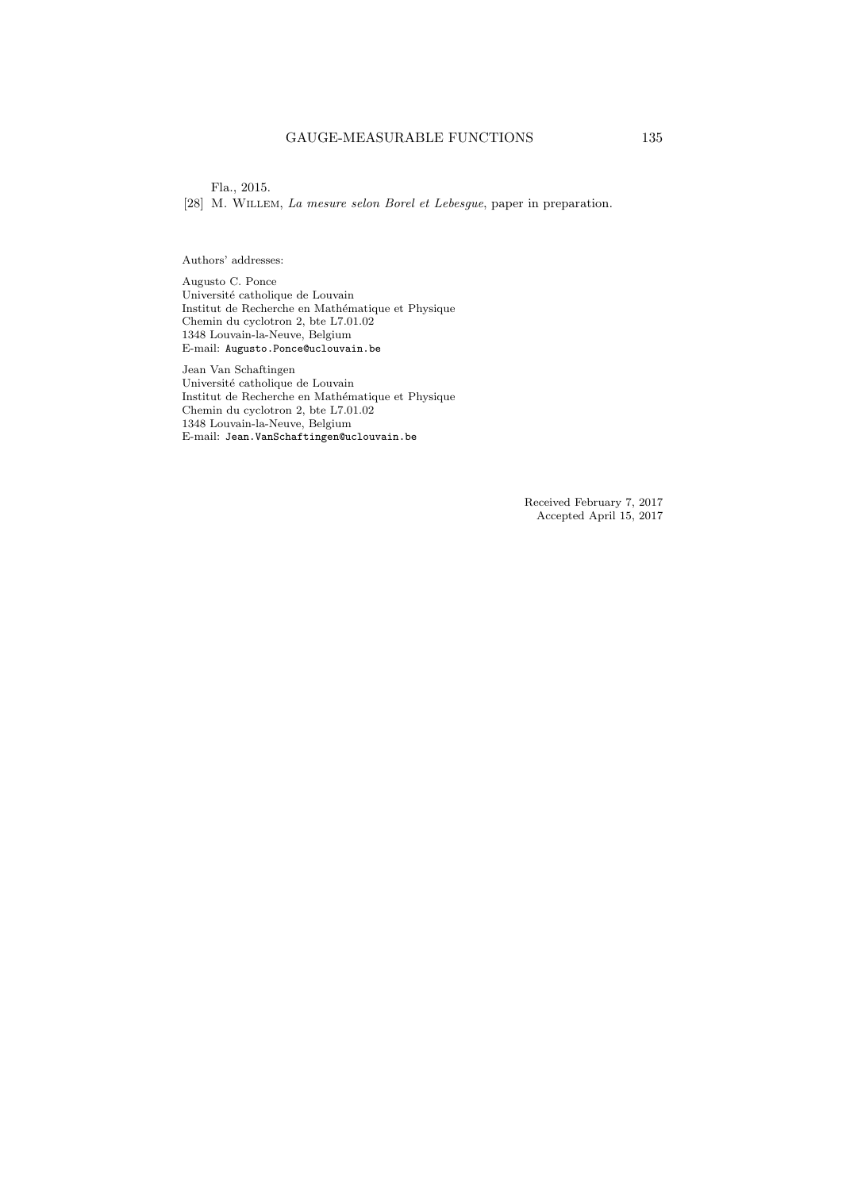Fla., 2015.

[28] M. Willem, *La mesure selon Borel et Lebesgue*, paper in preparation.

Authors' addresses:

Augusto C. Ponce
Université catholique de Louvain
Institut de Recherche en Mathématique et Physique
Chemin du cyclotron 2, bte L7.01.02
1348 Louvain-la-Neuve, Belgium
E-mail: Augusto.Ponce@uclouvain.be

Jean Van Schaftingen
Université catholique de Louvain
Institut de Recherche en Mathématique et Physique
Chemin du cyclotron 2, bte L7.01.02
1348 Louvain-la-Neuve, Belgium
E-mail: Jean.VanSchaftingen@uclouvain.be

Received February 7, 2017
Accepted April 15, 2017